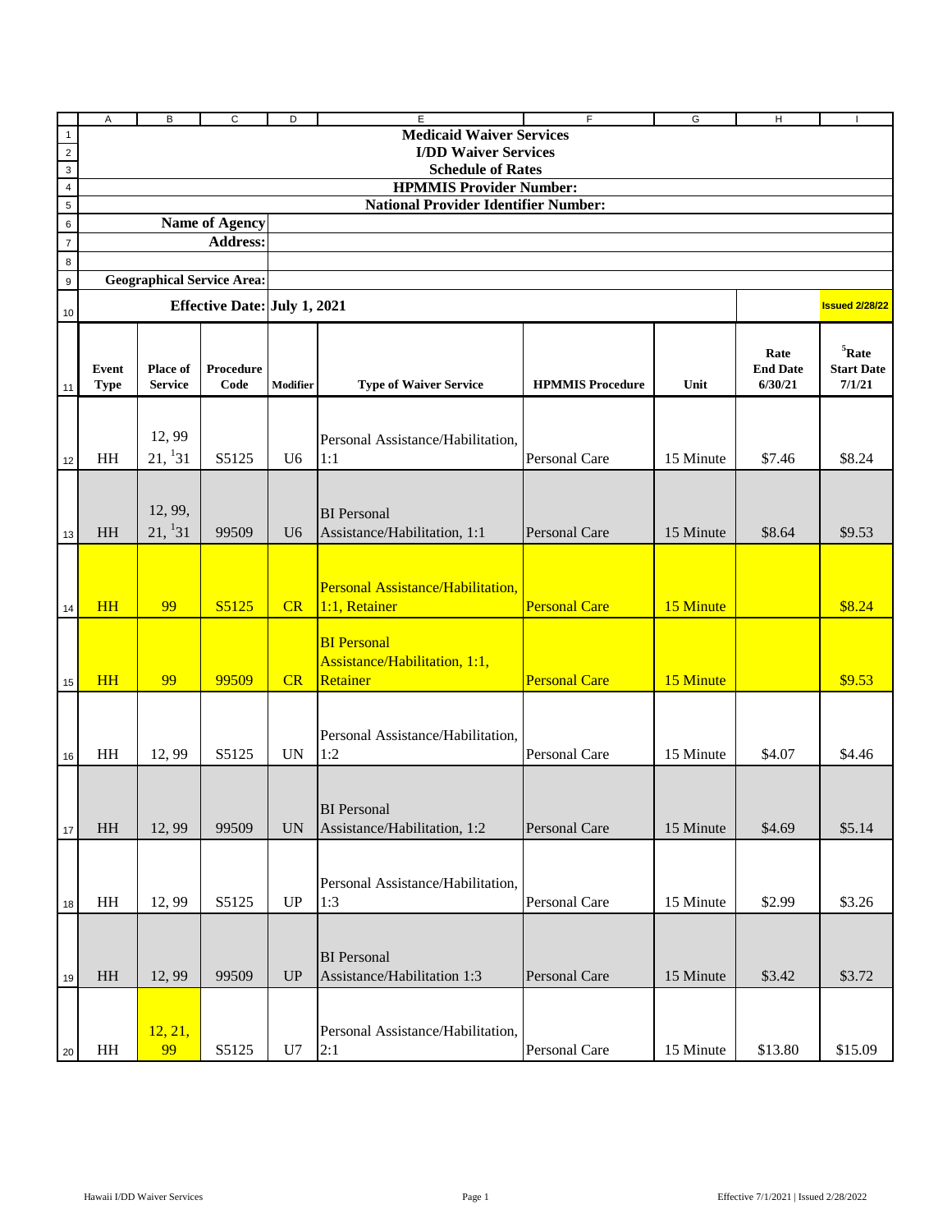**Medicaid Waiver Services**
**I/DD Waiver Services**
**Schedule of Rates**
**HPMMIS Provider Number:**
**National Provider Identifier Number:**

**Name of Agency**
**Address:**

**Geographical Service Area:**

**Effective Date: July 1, 2021** | **Issued 2/28/22**

| Event Type | Place of Service | Procedure Code | Modifier | Type of Waiver Service | HPMMIS Procedure | Unit | Rate End Date 6/30/21 | [5]Rate Start Date 7/1/21 |
|---|---|---|---|---|---|---|---|---|
| HH | 12, 99 21, [1]31 | S5125 | U6 | Personal Assistance/Habilitation, 1:1 | Personal Care | 15 Minute | $7.46 | $8.24 |
| HH | 12, 99, 21, [1]31 | 99509 | U6 | BI Personal Assistance/Habilitation, 1:1 | Personal Care | 15 Minute | $8.64 | $9.53 |
| HH | 99 | S5125 | CR | Personal Assistance/Habilitation, 1:1, Retainer | Personal Care | 15 Minute | | $8.24 |
| HH | 99 | 99509 | CR | BI Personal Assistance/Habilitation, 1:1, Retainer | Personal Care | 15 Minute | | $9.53 |
| HH | 12, 99 | S5125 | UN | Personal Assistance/Habilitation, 1:2 | Personal Care | 15 Minute | $4.07 | $4.46 |
| HH | 12, 99 | 99509 | UN | BI Personal Assistance/Habilitation, 1:2 | Personal Care | 15 Minute | $4.69 | $5.14 |
| HH | 12, 99 | S5125 | UP | Personal Assistance/Habilitation, 1:3 | Personal Care | 15 Minute | $2.99 | $3.26 |
| HH | 12, 99 | 99509 | UP | BI Personal Assistance/Habilitation 1:3 | Personal Care | 15 Minute | $3.42 | $3.72 |
| HH | 12, 21, 99 | S5125 | U7 | Personal Assistance/Habilitation, 2:1 | Personal Care | 15 Minute | $13.80 | $15.09 |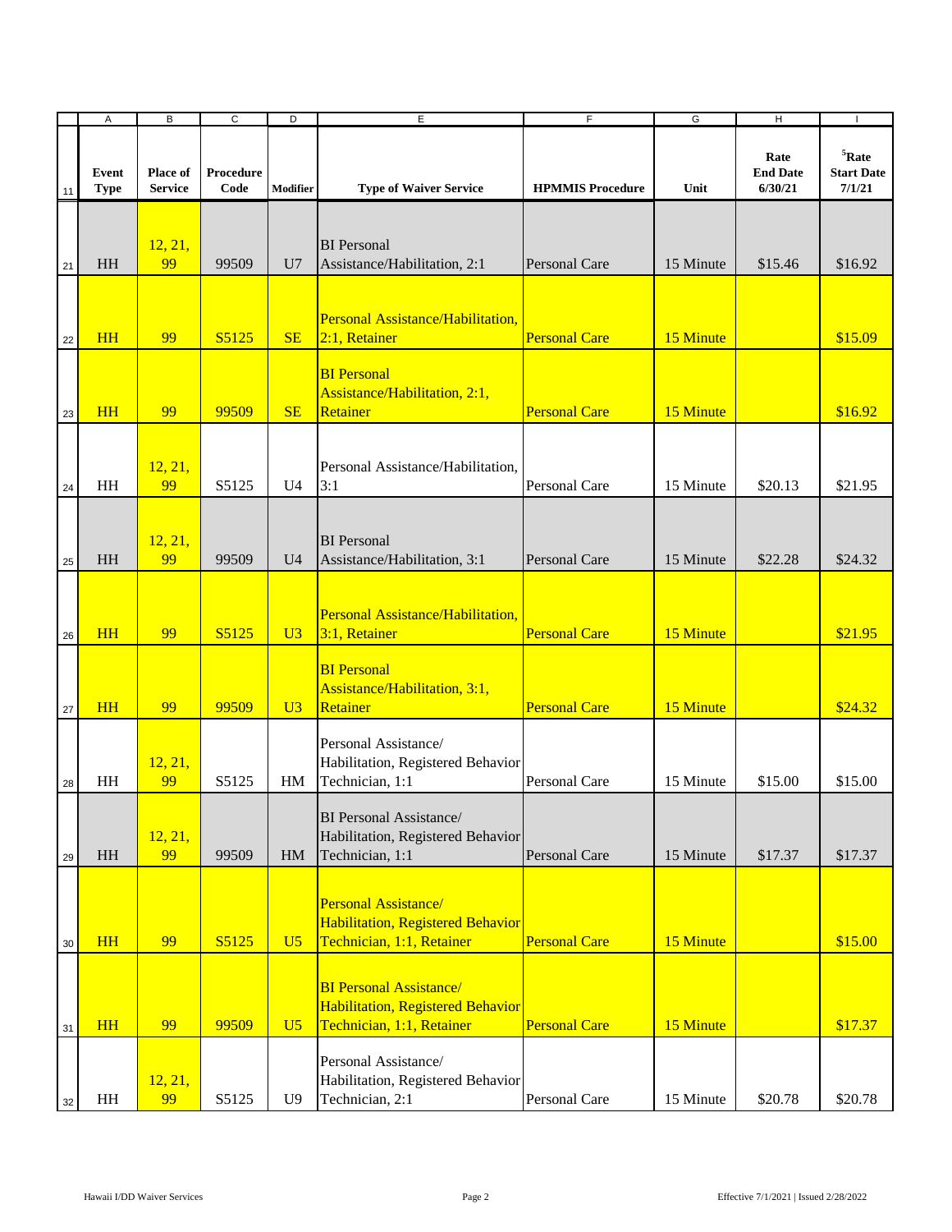| Event Type | Place of Service | Procedure Code | Modifier | Type of Waiver Service | HPMMIS Procedure | Unit | Rate End Date 6/30/21 | Rate Start Date 7/1/21 [5] |
|---|---|---|---|---|---|---|---|---|
| HH | 12, 21, 99 | 99509 | U7 | BI Personal Assistance/Habilitation, 2:1 | Personal Care | 15 Minute | $15.46 | $16.92 |
| HH | 99 | S5125 | SE | Personal Assistance/Habilitation, 2:1, Retainer | Personal Care | 15 Minute | | $15.09 |
| HH | 99 | 99509 | SE | BI Personal Assistance/Habilitation, 2:1, Retainer | Personal Care | 15 Minute | | $16.92 |
| HH | 12, 21, 99 | S5125 | U4 | Personal Assistance/Habilitation, 3:1 | Personal Care | 15 Minute | $20.13 | $21.95 |
| HH | 12, 21, 99 | 99509 | U4 | BI Personal Assistance/Habilitation, 3:1 | Personal Care | 15 Minute | $22.28 | $24.32 |
| HH | 99 | S5125 | U3 | Personal Assistance/Habilitation, 3:1, Retainer | Personal Care | 15 Minute | | $21.95 |
| HH | 99 | 99509 | U3 | BI Personal Assistance/Habilitation, 3:1, Retainer | Personal Care | 15 Minute | | $24.32 |
| HH | 12, 21, 99 | S5125 | HM | Personal Assistance/ Habilitation, Registered Behavior Technician, 1:1 | Personal Care | 15 Minute | $15.00 | $15.00 |
| HH | 12, 21, 99 | 99509 | HM | BI Personal Assistance/ Habilitation, Registered Behavior Technician, 1:1 | Personal Care | 15 Minute | $17.37 | $17.37 |
| HH | 99 | S5125 | U5 | Personal Assistance/ Habilitation, Registered Behavior Technician, 1:1, Retainer | Personal Care | 15 Minute | | $15.00 |
| HH | 99 | 99509 | U5 | BI Personal Assistance/ Habilitation, Registered Behavior Technician, 1:1, Retainer | Personal Care | 15 Minute | | $17.37 |
| HH | 12, 21, 99 | S5125 | U9 | Personal Assistance/ Habilitation, Registered Behavior Technician, 2:1 | Personal Care | 15 Minute | $20.78 | $20.78 |

Hawaii I/DD Waiver Services

Effective 7/1/2021 | Issued 2/28/2022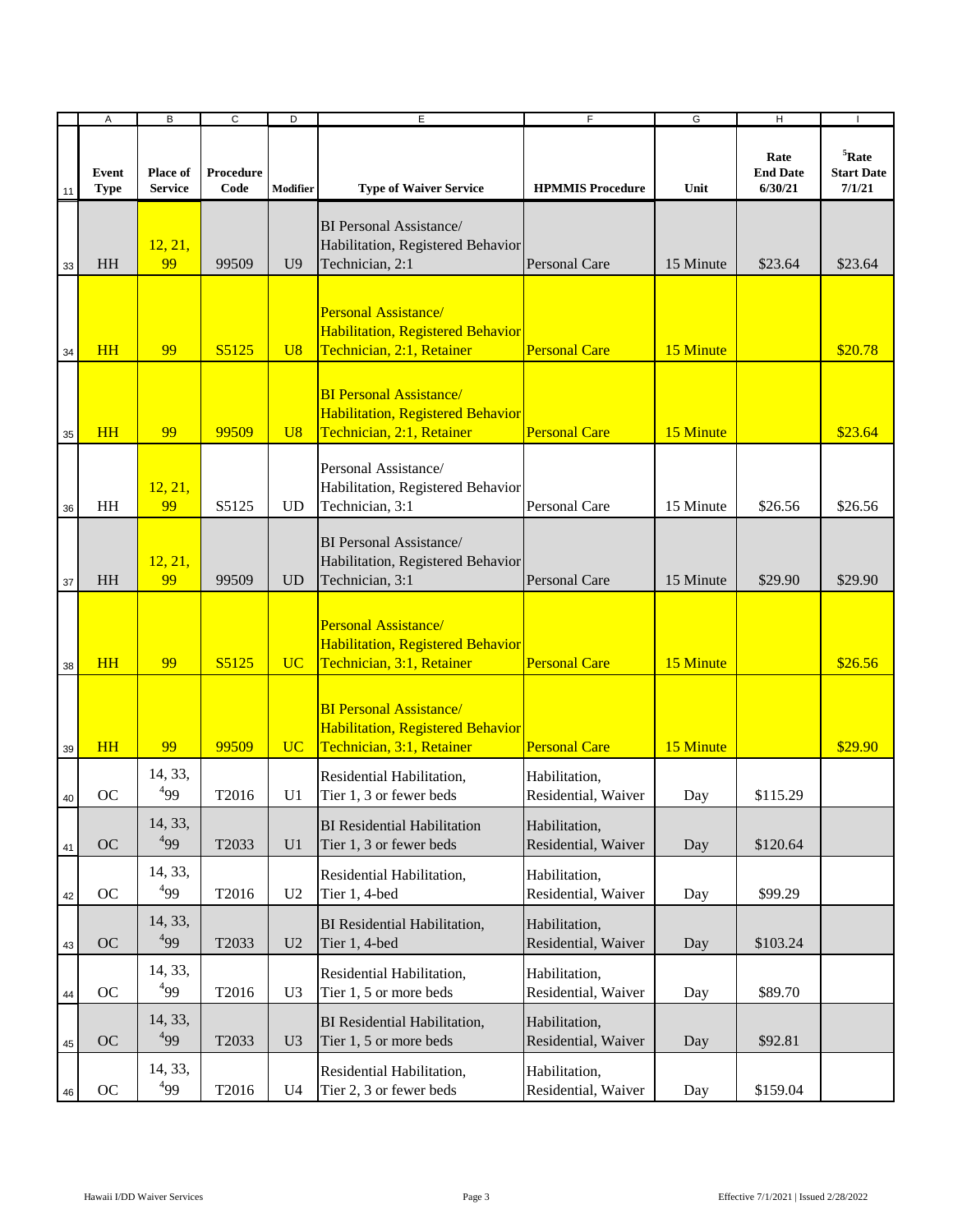| Event Type | Place of Service | Procedure Code | Modifier | Type of Waiver Service | HPMMIS Procedure | Unit | Rate End Date 6/30/21 | [5]Rate Start Date 7/1/21 |
|---|---|---|---|---|---|---|---|---|
| HH | 12, 21, 99 | 99509 | U9 | BI Personal Assistance/ Habilitation, Registered Behavior Technician, 2:1 | Personal Care | 15 Minute | $23.64 | $23.64 |
| HH | 99 | S5125 | U8 | Personal Assistance/ Habilitation, Registered Behavior Technician, 2:1, Retainer | Personal Care | 15 Minute | | $20.78 |
| HH | 99 | 99509 | U8 | BI Personal Assistance/ Habilitation, Registered Behavior Technician, 2:1, Retainer | Personal Care | 15 Minute | | $23.64 |
| HH | 12, 21, 99 | S5125 | UD | Personal Assistance/ Habilitation, Registered Behavior Technician, 3:1 | Personal Care | 15 Minute | $26.56 | $26.56 |
| HH | 12, 21, 99 | 99509 | UD | BI Personal Assistance/ Habilitation, Registered Behavior Technician, 3:1 | Personal Care | 15 Minute | $29.90 | $29.90 |
| HH | 99 | S5125 | UC | Personal Assistance/ Habilitation, Registered Behavior Technician, 3:1, Retainer | Personal Care | 15 Minute | | $26.56 |
| HH | 99 | 99509 | UC | BI Personal Assistance/ Habilitation, Registered Behavior Technician, 3:1, Retainer | Personal Care | 15 Minute | | $29.90 |
| OC | 14, 33, [4]99 | T2016 | U1 | Residential Habilitation, Tier 1, 3 or fewer beds | Habilitation, Residential, Waiver | Day | $115.29 | |
| OC | 14, 33, [4]99 | T2033 | U1 | BI Residential Habilitation Tier 1, 3 or fewer beds | Habilitation, Residential, Waiver | Day | $120.64 | |
| OC | 14, 33, [4]99 | T2016 | U2 | Residential Habilitation, Tier 1, 4-bed | Habilitation, Residential, Waiver | Day | $99.29 | |
| OC | 14, 33, [4]99 | T2033 | U2 | BI Residential Habilitation, Tier 1, 4-bed | Habilitation, Residential, Waiver | Day | $103.24 | |
| OC | 14, 33, [4]99 | T2016 | U3 | Residential Habilitation, Tier 1, 5 or more beds | Habilitation, Residential, Waiver | Day | $89.70 | |
| OC | 14, 33, [4]99 | T2033 | U3 | BI Residential Habilitation, Tier 1, 5 or more beds | Habilitation, Residential, Waiver | Day | $92.81 | |
| OC | 14, 33, [4]99 | T2016 | U4 | Residential Habilitation, Tier 2, 3 or fewer beds | Habilitation, Residential, Waiver | Day | $159.04 | |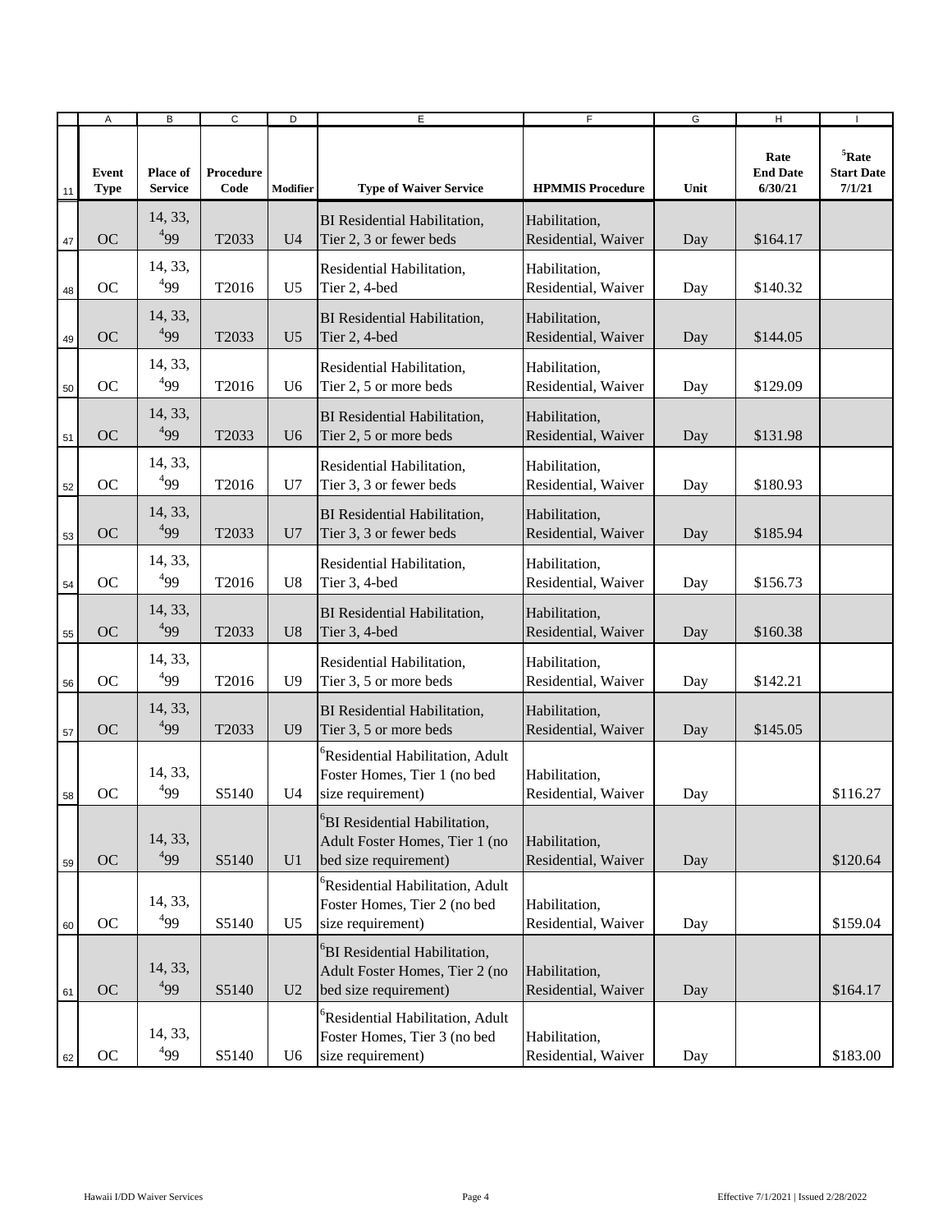| | A | B | C | D | E | F | G | H | I |
|---|---|---|---|---|---|---|---|---|---|
| 11 | **Event Type** | **Place of Service** | **Procedure Code** | **Modifier** | **Type of Waiver Service** | **HPMMIS Procedure** | **Unit** | **Rate End Date 6/30/21** | **[5]Rate Start Date 7/1/21** |
| 47 | OC | 14, 33, [4]99 | T2033 | U4 | BI Residential Habilitation, Tier 2, 3 or fewer beds | Habilitation, Residential, Waiver | Day | $164.17 | |
| 48 | OC | 14, 33, [4]99 | T2016 | U5 | Residential Habilitation, Tier 2, 4-bed | Habilitation, Residential, Waiver | Day | $140.32 | |
| 49 | OC | 14, 33, [4]99 | T2033 | U5 | BI Residential Habilitation, Tier 2, 4-bed | Habilitation, Residential, Waiver | Day | $144.05 | |
| 50 | OC | 14, 33, [4]99 | T2016 | U6 | Residential Habilitation, Tier 2, 5 or more beds | Habilitation, Residential, Waiver | Day | $129.09 | |
| 51 | OC | 14, 33, [4]99 | T2033 | U6 | BI Residential Habilitation, Tier 2, 5 or more beds | Habilitation, Residential, Waiver | Day | $131.98 | |
| 52 | OC | 14, 33, [4]99 | T2016 | U7 | Residential Habilitation, Tier 3, 3 or fewer beds | Habilitation, Residential, Waiver | Day | $180.93 | |
| 53 | OC | 14, 33, [4]99 | T2033 | U7 | BI Residential Habilitation, Tier 3, 3 or fewer beds | Habilitation, Residential, Waiver | Day | $185.94 | |
| 54 | OC | 14, 33, [4]99 | T2016 | U8 | Residential Habilitation, Tier 3, 4-bed | Habilitation, Residential, Waiver | Day | $156.73 | |
| 55 | OC | 14, 33, [4]99 | T2033 | U8 | BI Residential Habilitation, Tier 3, 4-bed | Habilitation, Residential, Waiver | Day | $160.38 | |
| 56 | OC | 14, 33, [4]99 | T2016 | U9 | Residential Habilitation, Tier 3, 5 or more beds | Habilitation, Residential, Waiver | Day | $142.21 | |
| 57 | OC | 14, 33, [4]99 | T2033 | U9 | BI Residential Habilitation, Tier 3, 5 or more beds | Habilitation, Residential, Waiver | Day | $145.05 | |
| 58 | OC | 14, 33, [4]99 | S5140 | U4 | [6]Residential Habilitation, Adult Foster Homes, Tier 1 (no bed size requirement) | Habilitation, Residential, Waiver | Day | | $116.27 |
| 59 | OC | 14, 33, [4]99 | S5140 | U1 | [6]BI Residential Habilitation, Adult Foster Homes, Tier 1 (no bed size requirement) | Habilitation, Residential, Waiver | Day | | $120.64 |
| 60 | OC | 14, 33, [4]99 | S5140 | U5 | [6]Residential Habilitation, Adult Foster Homes, Tier 2 (no bed size requirement) | Habilitation, Residential, Waiver | Day | | $159.04 |
| 61 | OC | 14, 33, [4]99 | S5140 | U2 | [6]BI Residential Habilitation, Adult Foster Homes, Tier 2 (no bed size requirement) | Habilitation, Residential, Waiver | Day | | $164.17 |
| 62 | OC | 14, 33, [4]99 | S5140 | U6 | [6]Residential Habilitation, Adult Foster Homes, Tier 3 (no bed size requirement) | Habilitation, Residential, Waiver | Day | | $183.00 |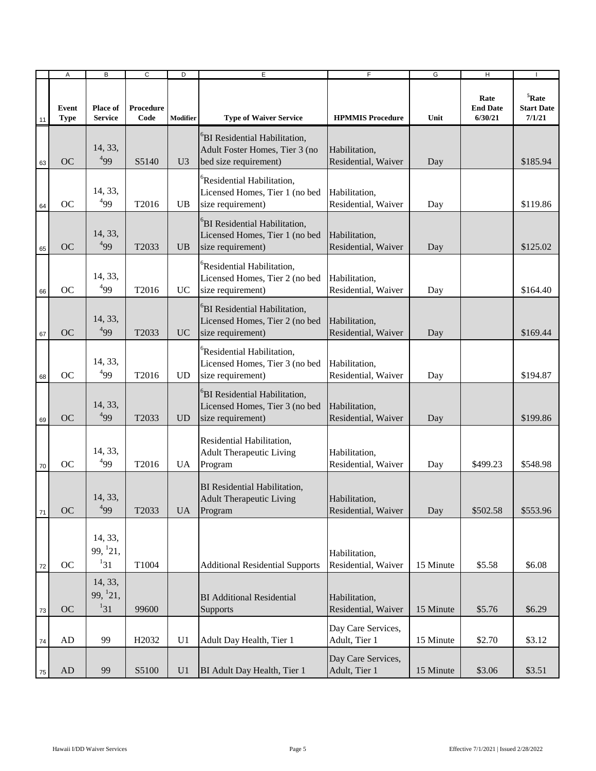| Event Type | Place of Service | Procedure Code | Modifier | Type of Waiver Service | HPMMIS Procedure | Unit | Rate End Date 6/30/21 | [5]Rate Start Date 7/1/21 |
|---|---|---|---|---|---|---|---|---|
| OC | 14, 33, [4]99 | S5140 | U3 | [6]BI Residential Habilitation, Adult Foster Homes, Tier 3 (no bed size requirement) | Habilitation, Residential, Waiver | Day | | $185.94 |
| OC | 14, 33, [4]99 | T2016 | UB | [6]Residential Habilitation, Licensed Homes, Tier 1 (no bed size requirement) | Habilitation, Residential, Waiver | Day | | $119.86 |
| OC | 14, 33, [4]99 | T2033 | UB | [6]BI Residential Habilitation, Licensed Homes, Tier 1 (no bed size requirement) | Habilitation, Residential, Waiver | Day | | $125.02 |
| OC | 14, 33, [4]99 | T2016 | UC | [6]Residential Habilitation, Licensed Homes, Tier 2 (no bed size requirement) | Habilitation, Residential, Waiver | Day | | $164.40 |
| OC | 14, 33, [4]99 | T2033 | UC | [6]BI Residential Habilitation, Licensed Homes, Tier 2 (no bed size requirement) | Habilitation, Residential, Waiver | Day | | $169.44 |
| OC | 14, 33, [4]99 | T2016 | UD | [6]Residential Habilitation, Licensed Homes, Tier 3 (no bed size requirement) | Habilitation, Residential, Waiver | Day | | $194.87 |
| OC | 14, 33, [4]99 | T2033 | UD | [6]BI Residential Habilitation, Licensed Homes, Tier 3 (no bed size requirement) | Habilitation, Residential, Waiver | Day | | $199.86 |
| OC | 14, 33, [4]99 | T2016 | UA | Residential Habilitation, Adult Therapeutic Living Program | Habilitation, Residential, Waiver | Day | $499.23 | $548.98 |
| OC | 14, 33, [4]99 | T2033 | UA | BI Residential Habilitation, Adult Therapeutic Living Program | Habilitation, Residential, Waiver | Day | $502.58 | $553.96 |
| OC | 14, 33, 99, [1]21, [1]31 | T1004 | | Additional Residential Supports | Habilitation, Residential, Waiver | 15 Minute | $5.58 | $6.08 |
| OC | 14, 33, 99, [1]21, [1]31 | 99600 | | BI Additional Residential Supports | Habilitation, Residential, Waiver | 15 Minute | $5.76 | $6.29 |
| AD | 99 | H2032 | U1 | Adult Day Health, Tier 1 | Day Care Services, Adult, Tier 1 | 15 Minute | $2.70 | $3.12 |
| AD | 99 | S5100 | U1 | BI Adult Day Health, Tier 1 | Day Care Services, Adult, Tier 1 | 15 Minute | $3.06 | $3.51 |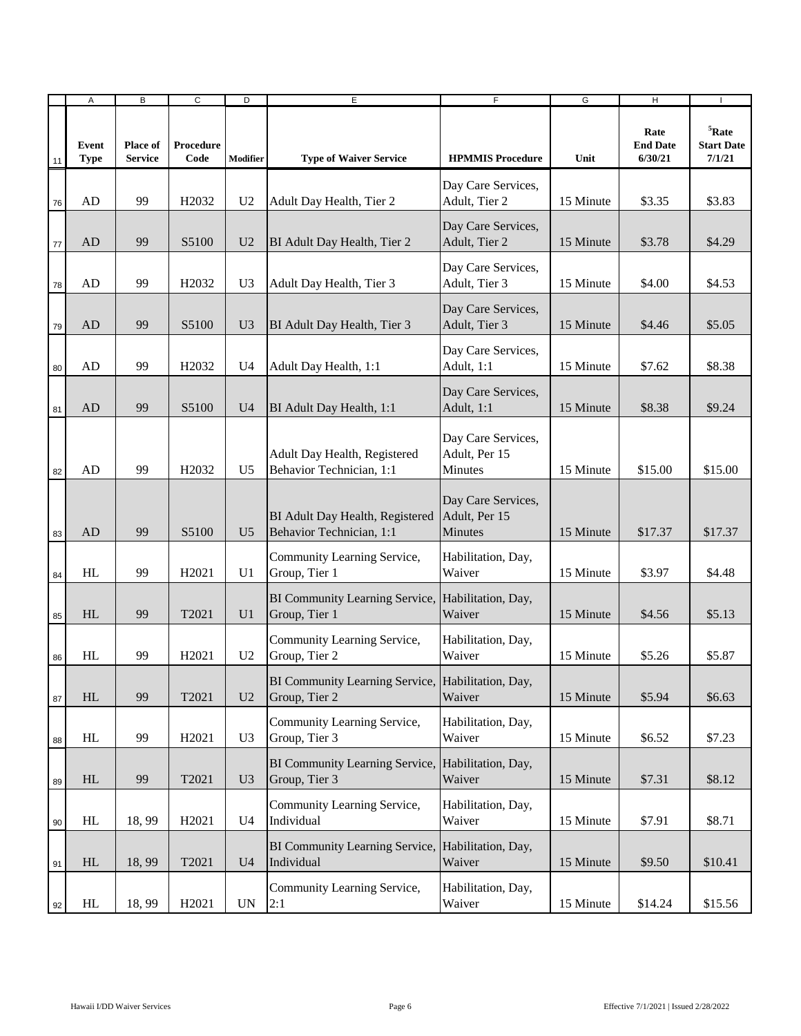| Event Type | Place of Service | Procedure Code | Modifier | Type of Waiver Service | HPMMIS Procedure | Unit | Rate End Date 6/30/21 | [5]Rate Start Date 7/1/21 |
|---|---|---|---|---|---|---|---|---|
| AD | 99 | H2032 | U2 | Adult Day Health, Tier 2 | Day Care Services, Adult, Tier 2 | 15 Minute | $3.35 | $3.83 |
| AD | 99 | S5100 | U2 | BI Adult Day Health, Tier 2 | Day Care Services, Adult, Tier 2 | 15 Minute | $3.78 | $4.29 |
| AD | 99 | H2032 | U3 | Adult Day Health, Tier 3 | Day Care Services, Adult, Tier 3 | 15 Minute | $4.00 | $4.53 |
| AD | 99 | S5100 | U3 | BI Adult Day Health, Tier 3 | Day Care Services, Adult, Tier 3 | 15 Minute | $4.46 | $5.05 |
| AD | 99 | H2032 | U4 | Adult Day Health, 1:1 | Day Care Services, Adult, 1:1 | 15 Minute | $7.62 | $8.38 |
| AD | 99 | S5100 | U4 | BI Adult Day Health, 1:1 | Day Care Services, Adult, 1:1 | 15 Minute | $8.38 | $9.24 |
| AD | 99 | H2032 | U5 | Adult Day Health, Registered Behavior Technician, 1:1 | Day Care Services, Adult, Per 15 Minutes | 15 Minute | $15.00 | $15.00 |
| AD | 99 | S5100 | U5 | BI Adult Day Health, Registered Behavior Technician, 1:1 | Day Care Services, Adult, Per 15 Minutes | 15 Minute | $17.37 | $17.37 |
| HL | 99 | H2021 | U1 | Community Learning Service, Group, Tier 1 | Habilitation, Day, Waiver | 15 Minute | $3.97 | $4.48 |
| HL | 99 | T2021 | U1 | BI Community Learning Service, Group, Tier 1 | Habilitation, Day, Waiver | 15 Minute | $4.56 | $5.13 |
| HL | 99 | H2021 | U2 | Community Learning Service, Group, Tier 2 | Habilitation, Day, Waiver | 15 Minute | $5.26 | $5.87 |
| HL | 99 | T2021 | U2 | BI Community Learning Service, Group, Tier 2 | Habilitation, Day, Waiver | 15 Minute | $5.94 | $6.63 |
| HL | 99 | H2021 | U3 | Community Learning Service, Group, Tier 3 | Habilitation, Day, Waiver | 15 Minute | $6.52 | $7.23 |
| HL | 99 | T2021 | U3 | BI Community Learning Service, Group, Tier 3 | Habilitation, Day, Waiver | 15 Minute | $7.31 | $8.12 |
| HL | 18, 99 | H2021 | U4 | Community Learning Service, Individual | Habilitation, Day, Waiver | 15 Minute | $7.91 | $8.71 |
| HL | 18, 99 | T2021 | U4 | BI Community Learning Service, Individual | Habilitation, Day, Waiver | 15 Minute | $9.50 | $10.41 |
| HL | 18, 99 | H2021 | UN | Community Learning Service, 2:1 | Habilitation, Day, Waiver | 15 Minute | $14.24 | $15.56 |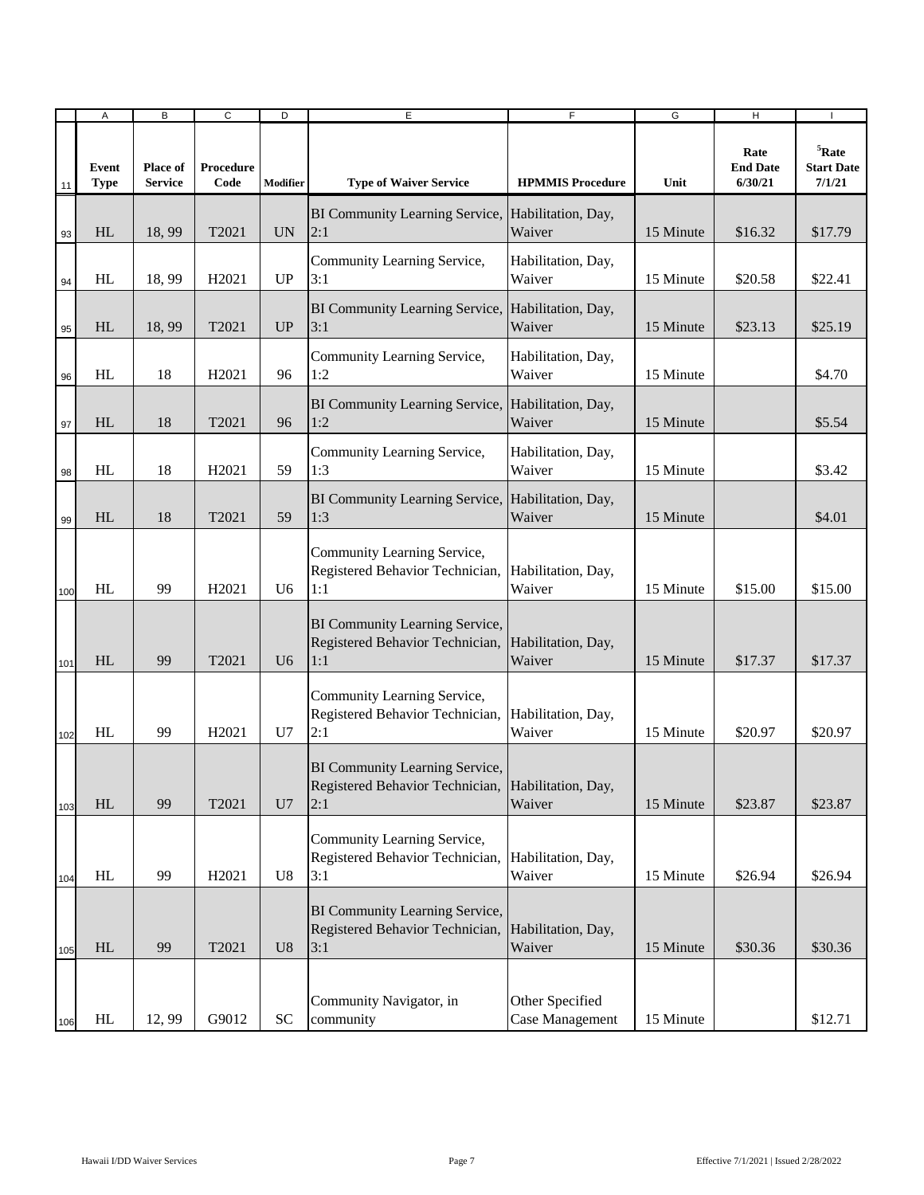| Event Type | Place of Service | Procedure Code | Modifier | Type of Waiver Service | HPMMIS Procedure | Unit | Rate End Date 6/30/21 | [5]Rate Start Date 7/1/21 |
|---|---|---|---|---|---|---|---|---|
| HL | 18, 99 | T2021 | UN | BI Community Learning Service, 2:1 | Habilitation, Day, Waiver | 15 Minute | $16.32 | $17.79 |
| HL | 18, 99 | H2021 | UP | Community Learning Service, 3:1 | Habilitation, Day, Waiver | 15 Minute | $20.58 | $22.41 |
| HL | 18, 99 | T2021 | UP | BI Community Learning Service, 3:1 | Habilitation, Day, Waiver | 15 Minute | $23.13 | $25.19 |
| HL | 18 | H2021 | 96 | Community Learning Service, 1:2 | Habilitation, Day, Waiver | 15 Minute | | $4.70 |
| HL | 18 | T2021 | 96 | BI Community Learning Service, 1:2 | Habilitation, Day, Waiver | 15 Minute | | $5.54 |
| HL | 18 | H2021 | 59 | Community Learning Service, 1:3 | Habilitation, Day, Waiver | 15 Minute | | $3.42 |
| HL | 18 | T2021 | 59 | BI Community Learning Service, 1:3 | Habilitation, Day, Waiver | 15 Minute | | $4.01 |
| HL | 99 | H2021 | U6 | Community Learning Service, Registered Behavior Technician, 1:1 | Habilitation, Day, Waiver | 15 Minute | $15.00 | $15.00 |
| HL | 99 | T2021 | U6 | BI Community Learning Service, Registered Behavior Technician, 1:1 | Habilitation, Day, Waiver | 15 Minute | $17.37 | $17.37 |
| HL | 99 | H2021 | U7 | Community Learning Service, Registered Behavior Technician, 2:1 | Habilitation, Day, Waiver | 15 Minute | $20.97 | $20.97 |
| HL | 99 | T2021 | U7 | BI Community Learning Service, Registered Behavior Technician, 2:1 | Habilitation, Day, Waiver | 15 Minute | $23.87 | $23.87 |
| HL | 99 | H2021 | U8 | Community Learning Service, Registered Behavior Technician, 3:1 | Habilitation, Day, Waiver | 15 Minute | $26.94 | $26.94 |
| HL | 99 | T2021 | U8 | BI Community Learning Service, Registered Behavior Technician, 3:1 | Habilitation, Day, Waiver | 15 Minute | $30.36 | $30.36 |
| HL | 12, 99 | G9012 | SC | Community Navigator, in community | Other Specified Case Management | 15 Minute | | $12.71 |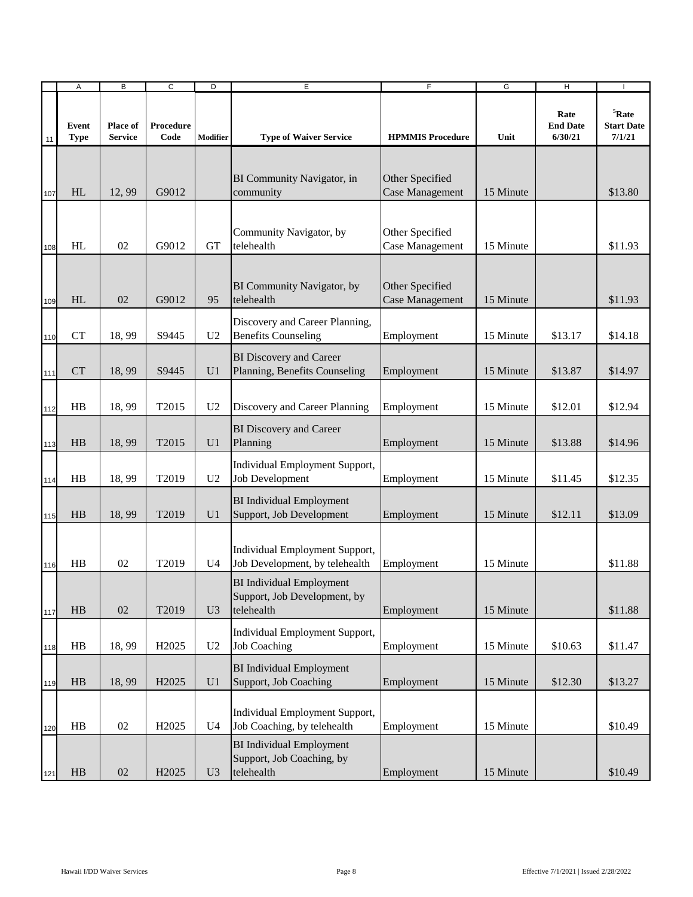| | A | B | C | D | E | F | G | H | I |
|---|---|---|---|---|---|---|---|---|---|
| 11 | **Event Type** | **Place of Service** | **Procedure Code** | **Modifier** | **Type of Waiver Service** | **HPMMIS Procedure** | **Unit** | **Rate End Date 6/30/21** | **[5]Rate Start Date 7/1/21** |
| 107 | HL | 12, 99 | G9012 | | BI Community Navigator, in community | Other Specified Case Management | 15 Minute | | $13.80 |
| 108 | HL | 02 | G9012 | GT | Community Navigator, by telehealth | Other Specified Case Management | 15 Minute | | $11.93 |
| 109 | HL | 02 | G9012 | 95 | BI Community Navigator, by telehealth | Other Specified Case Management | 15 Minute | | $11.93 |
| 110 | CT | 18, 99 | S9445 | U2 | Discovery and Career Planning, Benefits Counseling | Employment | 15 Minute | $13.17 | $14.18 |
| 111 | CT | 18, 99 | S9445 | U1 | BI Discovery and Career Planning, Benefits Counseling | Employment | 15 Minute | $13.87 | $14.97 |
| 112 | HB | 18, 99 | T2015 | U2 | Discovery and Career Planning | Employment | 15 Minute | $12.01 | $12.94 |
| 113 | HB | 18, 99 | T2015 | U1 | BI Discovery and Career Planning | Employment | 15 Minute | $13.88 | $14.96 |
| 114 | HB | 18, 99 | T2019 | U2 | Individual Employment Support, Job Development | Employment | 15 Minute | $11.45 | $12.35 |
| 115 | HB | 18, 99 | T2019 | U1 | BI Individual Employment Support, Job Development | Employment | 15 Minute | $12.11 | $13.09 |
| 116 | HB | 02 | T2019 | U4 | Individual Employment Support, Job Development, by telehealth | Employment | 15 Minute | | $11.88 |
| 117 | HB | 02 | T2019 | U3 | BI Individual Employment Support, Job Development, by telehealth | Employment | 15 Minute | | $11.88 |
| 118 | HB | 18, 99 | H2025 | U2 | Individual Employment Support, Job Coaching | Employment | 15 Minute | $10.63 | $11.47 |
| 119 | HB | 18, 99 | H2025 | U1 | BI Individual Employment Support, Job Coaching | Employment | 15 Minute | $12.30 | $13.27 |
| 120 | HB | 02 | H2025 | U4 | Individual Employment Support, Job Coaching, by telehealth | Employment | 15 Minute | | $10.49 |
| 121 | HB | 02 | H2025 | U3 | BI Individual Employment Support, Job Coaching, by telehealth | Employment | 15 Minute | | $10.49 |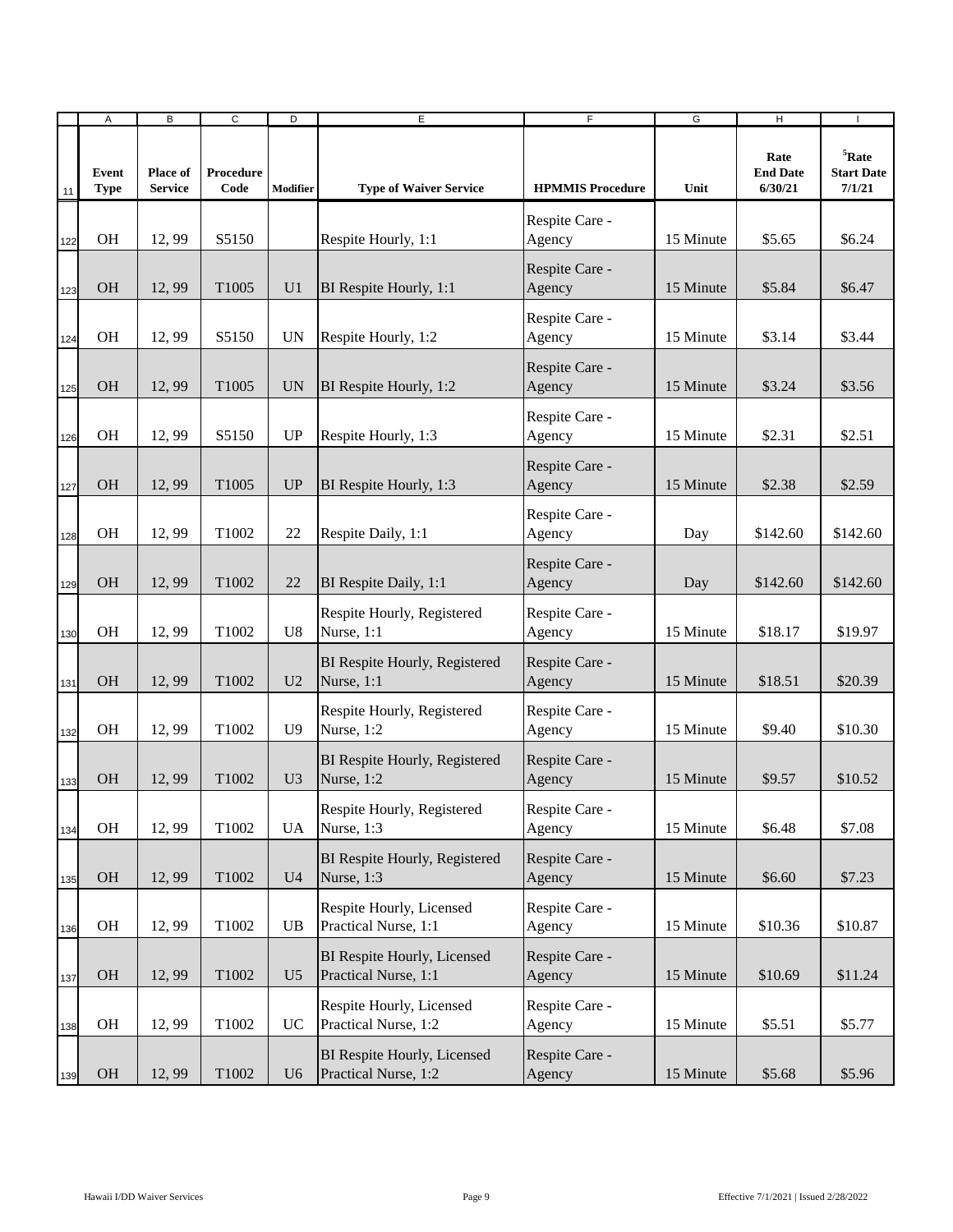| Event Type | Place of Service | Procedure Code | Modifier | Type of Waiver Service | HPMMIS Procedure | Unit | Rate End Date 6/30/21 | [5]Rate Start Date 7/1/21 |
|---|---|---|---|---|---|---|---|---|
| OH | 12, 99 | S5150 | | Respite Hourly, 1:1 | Respite Care - Agency | 15 Minute | $5.65 | $6.24 |
| OH | 12, 99 | T1005 | U1 | BI Respite Hourly, 1:1 | Respite Care - Agency | 15 Minute | $5.84 | $6.47 |
| OH | 12, 99 | S5150 | UN | Respite Hourly, 1:2 | Respite Care - Agency | 15 Minute | $3.14 | $3.44 |
| OH | 12, 99 | T1005 | UN | BI Respite Hourly, 1:2 | Respite Care - Agency | 15 Minute | $3.24 | $3.56 |
| OH | 12, 99 | S5150 | UP | Respite Hourly, 1:3 | Respite Care - Agency | 15 Minute | $2.31 | $2.51 |
| OH | 12, 99 | T1005 | UP | BI Respite Hourly, 1:3 | Respite Care - Agency | 15 Minute | $2.38 | $2.59 |
| OH | 12, 99 | T1002 | 22 | Respite Daily, 1:1 | Respite Care - Agency | Day | $142.60 | $142.60 |
| OH | 12, 99 | T1002 | 22 | BI Respite Daily, 1:1 | Respite Care - Agency | Day | $142.60 | $142.60 |
| OH | 12, 99 | T1002 | U8 | Respite Hourly, Registered Nurse, 1:1 | Respite Care - Agency | 15 Minute | $18.17 | $19.97 |
| OH | 12, 99 | T1002 | U2 | BI Respite Hourly, Registered Nurse, 1:1 | Respite Care - Agency | 15 Minute | $18.51 | $20.39 |
| OH | 12, 99 | T1002 | U9 | Respite Hourly, Registered Nurse, 1:2 | Respite Care - Agency | 15 Minute | $9.40 | $10.30 |
| OH | 12, 99 | T1002 | U3 | BI Respite Hourly, Registered Nurse, 1:2 | Respite Care - Agency | 15 Minute | $9.57 | $10.52 |
| OH | 12, 99 | T1002 | UA | Respite Hourly, Registered Nurse, 1:3 | Respite Care - Agency | 15 Minute | $6.48 | $7.08 |
| OH | 12, 99 | T1002 | U4 | BI Respite Hourly, Registered Nurse, 1:3 | Respite Care - Agency | 15 Minute | $6.60 | $7.23 |
| OH | 12, 99 | T1002 | UB | Respite Hourly, Licensed Practical Nurse, 1:1 | Respite Care - Agency | 15 Minute | $10.36 | $10.87 |
| OH | 12, 99 | T1002 | U5 | BI Respite Hourly, Licensed Practical Nurse, 1:1 | Respite Care - Agency | 15 Minute | $10.69 | $11.24 |
| OH | 12, 99 | T1002 | UC | Respite Hourly, Licensed Practical Nurse, 1:2 | Respite Care - Agency | 15 Minute | $5.51 | $5.77 |
| OH | 12, 99 | T1002 | U6 | BI Respite Hourly, Licensed Practical Nurse, 1:2 | Respite Care - Agency | 15 Minute | $5.68 | $5.96 |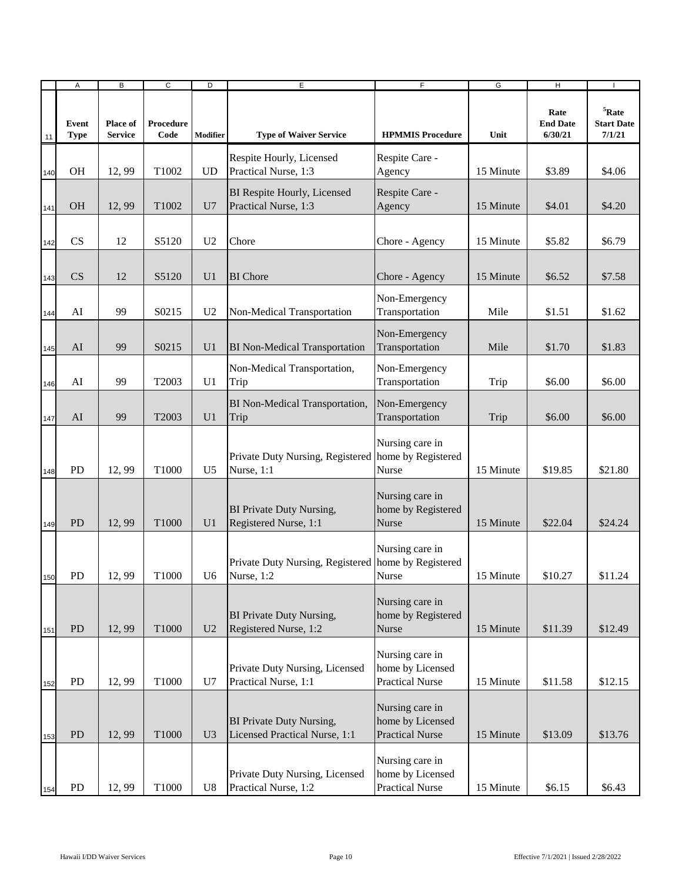| Event Type | Place of Service | Procedure Code | Modifier | Type of Waiver Service | HPMMIS Procedure | Unit | Rate End Date 6/30/21 | [5]Rate Start Date 7/1/21 |
|---|---|---|---|---|---|---|---|---|
| OH | 12, 99 | T1002 | UD | Respite Hourly, Licensed Practical Nurse, 1:3 | Respite Care - Agency | 15 Minute | $3.89 | $4.06 |
| OH | 12, 99 | T1002 | U7 | BI Respite Hourly, Licensed Practical Nurse, 1:3 | Respite Care - Agency | 15 Minute | $4.01 | $4.20 |
| CS | 12 | S5120 | U2 | Chore | Chore - Agency | 15 Minute | $5.82 | $6.79 |
| CS | 12 | S5120 | U1 | BI Chore | Chore - Agency | 15 Minute | $6.52 | $7.58 |
| AI | 99 | S0215 | U2 | Non-Medical Transportation | Non-Emergency Transportation | Mile | $1.51 | $1.62 |
| AI | 99 | S0215 | U1 | BI Non-Medical Transportation | Non-Emergency Transportation | Mile | $1.70 | $1.83 |
| AI | 99 | T2003 | U1 | Non-Medical Transportation, Trip | Non-Emergency Transportation | Trip | $6.00 | $6.00 |
| AI | 99 | T2003 | U1 | BI Non-Medical Transportation, Trip | Non-Emergency Transportation | Trip | $6.00 | $6.00 |
| PD | 12, 99 | T1000 | U5 | Private Duty Nursing, Registered Nurse, 1:1 | Nursing care in home by Registered Nurse | 15 Minute | $19.85 | $21.80 |
| PD | 12, 99 | T1000 | U1 | BI Private Duty Nursing, Registered Nurse, 1:1 | Nursing care in home by Registered Nurse | 15 Minute | $22.04 | $24.24 |
| PD | 12, 99 | T1000 | U6 | Private Duty Nursing, Registered Nurse, 1:2 | Nursing care in home by Registered Nurse | 15 Minute | $10.27 | $11.24 |
| PD | 12, 99 | T1000 | U2 | BI Private Duty Nursing, Registered Nurse, 1:2 | Nursing care in home by Registered Nurse | 15 Minute | $11.39 | $12.49 |
| PD | 12, 99 | T1000 | U7 | Private Duty Nursing, Licensed Practical Nurse, 1:1 | Nursing care in home by Licensed Practical Nurse | 15 Minute | $11.58 | $12.15 |
| PD | 12, 99 | T1000 | U3 | BI Private Duty Nursing, Licensed Practical Nurse, 1:1 | Nursing care in home by Licensed Practical Nurse | 15 Minute | $13.09 | $13.76 |
| PD | 12, 99 | T1000 | U8 | Private Duty Nursing, Licensed Practical Nurse, 1:2 | Nursing care in home by Licensed Practical Nurse | 15 Minute | $6.15 | $6.43 |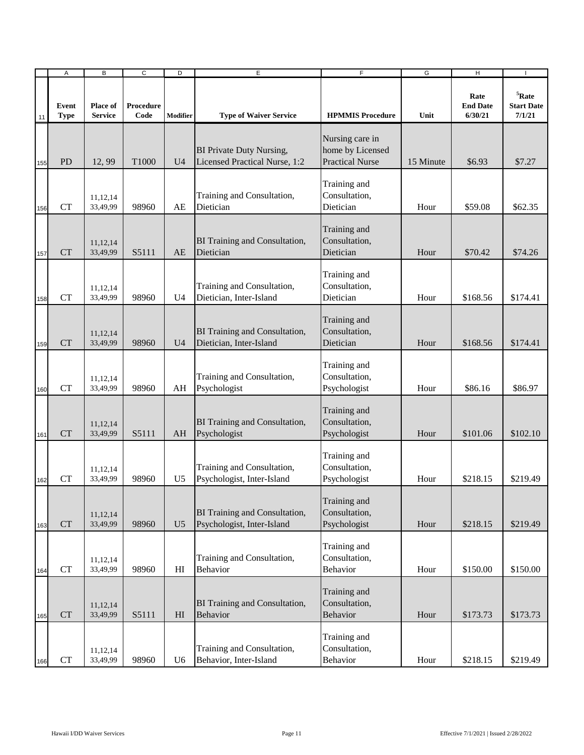| | Event Type | Place of Service | Procedure Code | Modifier | Type of Waiver Service | HPMMIS Procedure | Unit | Rate End Date 6/30/21 | [5]Rate Start Date 7/1/21 |
|---|---|---|---|---|---|---|---|---|---|
| 155 | PD | 12, 99 | T1000 | U4 | BI Private Duty Nursing, Licensed Practical Nurse, 1:2 | Nursing care in home by Licensed Practical Nurse | 15 Minute | $6.93 | $7.27 |
| 156 | CT | 11,12,14 33,49,99 | 98960 | AE | Training and Consultation, Dietician | Training and Consultation, Dietician | Hour | $59.08 | $62.35 |
| 157 | CT | 11,12,14 33,49,99 | S5111 | AE | BI Training and Consultation, Dietician | Training and Consultation, Dietician | Hour | $70.42 | $74.26 |
| 158 | CT | 11,12,14 33,49,99 | 98960 | U4 | Training and Consultation, Dietician, Inter-Island | Training and Consultation, Dietician | Hour | $168.56 | $174.41 |
| 159 | CT | 11,12,14 33,49,99 | 98960 | U4 | BI Training and Consultation, Dietician, Inter-Island | Training and Consultation, Dietician | Hour | $168.56 | $174.41 |
| 160 | CT | 11,12,14 33,49,99 | 98960 | AH | Training and Consultation, Psychologist | Training and Consultation, Psychologist | Hour | $86.16 | $86.97 |
| 161 | CT | 11,12,14 33,49,99 | S5111 | AH | BI Training and Consultation, Psychologist | Training and Consultation, Psychologist | Hour | $101.06 | $102.10 |
| 162 | CT | 11,12,14 33,49,99 | 98960 | U5 | Training and Consultation, Psychologist, Inter-Island | Training and Consultation, Psychologist | Hour | $218.15 | $219.49 |
| 163 | CT | 11,12,14 33,49,99 | 98960 | U5 | BI Training and Consultation, Psychologist, Inter-Island | Training and Consultation, Psychologist | Hour | $218.15 | $219.49 |
| 164 | CT | 11,12,14 33,49,99 | 98960 | HI | Training and Consultation, Behavior | Training and Consultation, Behavior | Hour | $150.00 | $150.00 |
| 165 | CT | 11,12,14 33,49,99 | S5111 | HI | BI Training and Consultation, Behavior | Training and Consultation, Behavior | Hour | $173.73 | $173.73 |
| 166 | CT | 11,12,14 33,49,99 | 98960 | U6 | Training and Consultation, Behavior, Inter-Island | Training and Consultation, Behavior | Hour | $218.15 | $219.49 |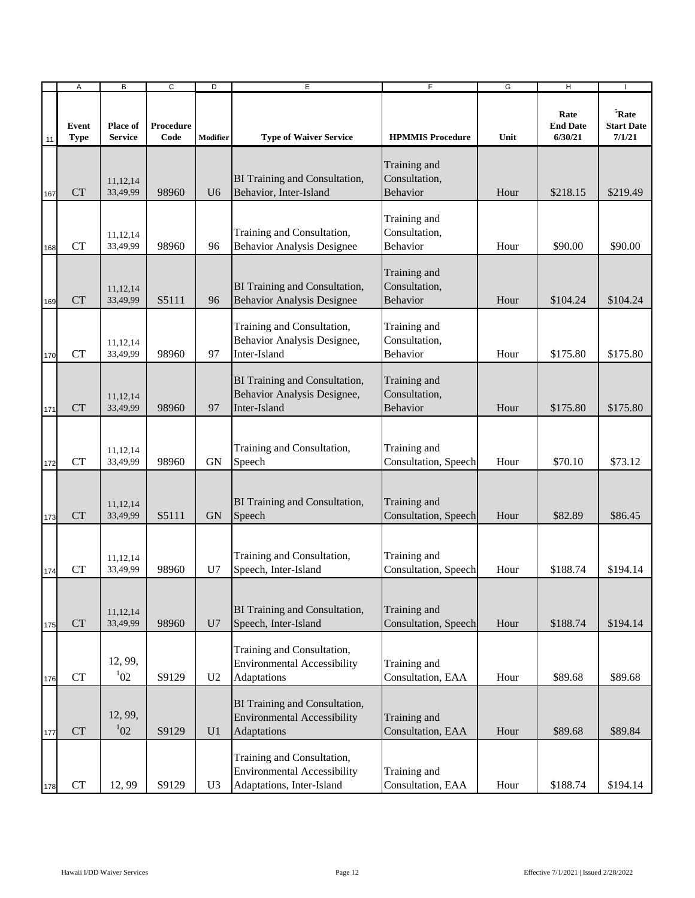| Event Type | Place of Service | Procedure Code | Modifier | Type of Waiver Service | HPMMIS Procedure | Unit | Rate End Date 6/30/21 | [5]Rate Start Date 7/1/21 |
|---|---|---|---|---|---|---|---|---|
| CT | 11,12,14 33,49,99 | 98960 | U6 | BI Training and Consultation, Behavior, Inter-Island | Training and Consultation, Behavior | Hour | $218.15 | $219.49 |
| CT | 11,12,14 33,49,99 | 98960 | 96 | Training and Consultation, Behavior Analysis Designee | Training and Consultation, Behavior | Hour | $90.00 | $90.00 |
| CT | 11,12,14 33,49,99 | S5111 | 96 | BI Training and Consultation, Behavior Analysis Designee | Training and Consultation, Behavior | Hour | $104.24 | $104.24 |
| CT | 11,12,14 33,49,99 | 98960 | 97 | Training and Consultation, Behavior Analysis Designee, Inter-Island | Training and Consultation, Behavior | Hour | $175.80 | $175.80 |
| CT | 11,12,14 33,49,99 | 98960 | 97 | BI Training and Consultation, Behavior Analysis Designee, Inter-Island | Training and Consultation, Behavior | Hour | $175.80 | $175.80 |
| CT | 11,12,14 33,49,99 | 98960 | GN | Training and Consultation, Speech | Training and Consultation, Speech | Hour | $70.10 | $73.12 |
| CT | 11,12,14 33,49,99 | S5111 | GN | BI Training and Consultation, Speech | Training and Consultation, Speech | Hour | $82.89 | $86.45 |
| CT | 11,12,14 33,49,99 | 98960 | U7 | Training and Consultation, Speech, Inter-Island | Training and Consultation, Speech | Hour | $188.74 | $194.14 |
| CT | 11,12,14 33,49,99 | 98960 | U7 | BI Training and Consultation, Speech, Inter-Island | Training and Consultation, Speech | Hour | $188.74 | $194.14 |
| CT | 12, 99, [1]02 | S9129 | U2 | Training and Consultation, Environmental Accessibility Adaptations | Training and Consultation, EAA | Hour | $89.68 | $89.68 |
| CT | 12, 99, [1]02 | S9129 | U1 | BI Training and Consultation, Environmental Accessibility Adaptations | Training and Consultation, EAA | Hour | $89.68 | $89.84 |
| CT | 12, 99 | S9129 | U3 | Training and Consultation, Environmental Accessibility Adaptations, Inter-Island | Training and Consultation, EAA | Hour | $188.74 | $194.14 |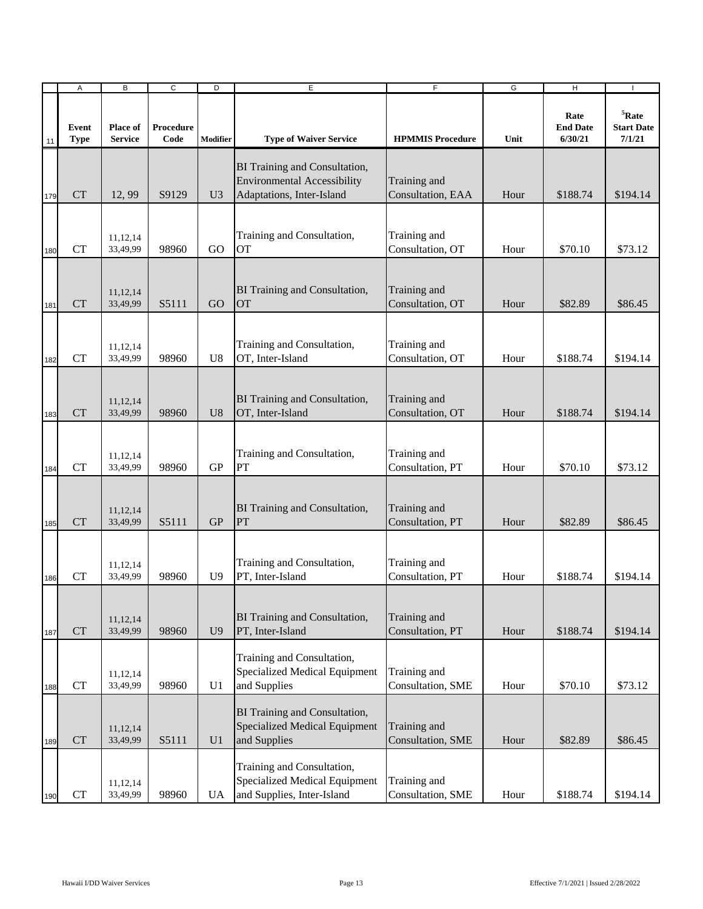| | A | B | C | D | E | F | G | H | I |
|---|---|---|---|---|---|---|---|---|---|
| 11 | Event Type | Place of Service | Procedure Code | Modifier | Type of Waiver Service | HPMMIS Procedure | Unit | Rate End Date 6/30/21 | [5]Rate Start Date 7/1/21 |
| 179 | CT | 12, 99 | S9129 | U3 | BI Training and Consultation, Environmental Accessibility Adaptations, Inter-Island | Training and Consultation, EAA | Hour | $188.74 | $194.14 |
| 180 | CT | 11,12,14 33,49,99 | 98960 | GO | Training and Consultation, OT | Training and Consultation, OT | Hour | $70.10 | $73.12 |
| 181 | CT | 11,12,14 33,49,99 | S5111 | GO | BI Training and Consultation, OT | Training and Consultation, OT | Hour | $82.89 | $86.45 |
| 182 | CT | 11,12,14 33,49,99 | 98960 | U8 | Training and Consultation, OT, Inter-Island | Training and Consultation, OT | Hour | $188.74 | $194.14 |
| 183 | CT | 11,12,14 33,49,99 | 98960 | U8 | BI Training and Consultation, OT, Inter-Island | Training and Consultation, OT | Hour | $188.74 | $194.14 |
| 184 | CT | 11,12,14 33,49,99 | 98960 | GP | Training and Consultation, PT | Training and Consultation, PT | Hour | $70.10 | $73.12 |
| 185 | CT | 11,12,14 33,49,99 | S5111 | GP | BI Training and Consultation, PT | Training and Consultation, PT | Hour | $82.89 | $86.45 |
| 186 | CT | 11,12,14 33,49,99 | 98960 | U9 | Training and Consultation, PT, Inter-Island | Training and Consultation, PT | Hour | $188.74 | $194.14 |
| 187 | CT | 11,12,14 33,49,99 | 98960 | U9 | BI Training and Consultation, PT, Inter-Island | Training and Consultation, PT | Hour | $188.74 | $194.14 |
| 188 | CT | 11,12,14 33,49,99 | 98960 | U1 | Training and Consultation, Specialized Medical Equipment and Supplies | Training and Consultation, SME | Hour | $70.10 | $73.12 |
| 189 | CT | 11,12,14 33,49,99 | S5111 | U1 | BI Training and Consultation, Specialized Medical Equipment and Supplies | Training and Consultation, SME | Hour | $82.89 | $86.45 |
| 190 | CT | 11,12,14 33,49,99 | 98960 | UA | Training and Consultation, Specialized Medical Equipment and Supplies, Inter-Island | Training and Consultation, SME | Hour | $188.74 | $194.14 |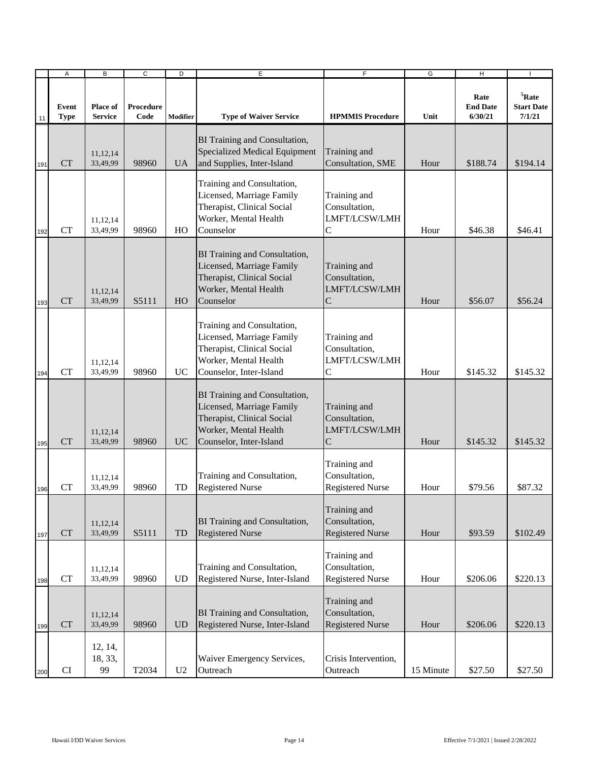| | A | B | C | D | E | F | G | H | I |
|---|---|---|---|---|---|---|---|---|---|
| 11 | Event Type | Place of Service | Procedure Code | Modifier | Type of Waiver Service | HPMMIS Procedure | Unit | Rate End Date 6/30/21 | [5]Rate Start Date 7/1/21 |
| 191 | CT | 11,12,14 33,49,99 | 98960 | UA | BI Training and Consultation, Specialized Medical Equipment and Supplies, Inter-Island | Training and Consultation, SME | Hour | $188.74 | $194.14 |
| 192 | CT | 11,12,14 33,49,99 | 98960 | HO | Training and Consultation, Licensed, Marriage Family Therapist, Clinical Social Worker, Mental Health Counselor | Training and Consultation, LMFT/LCSW/LMHC | Hour | $46.38 | $46.41 |
| 193 | CT | 11,12,14 33,49,99 | S5111 | HO | BI Training and Consultation, Licensed, Marriage Family Therapist, Clinical Social Worker, Mental Health Counselor | Training and Consultation, LMFT/LCSW/LMHC | Hour | $56.07 | $56.24 |
| 194 | CT | 11,12,14 33,49,99 | 98960 | UC | Training and Consultation, Licensed, Marriage Family Therapist, Clinical Social Worker, Mental Health Counselor, Inter-Island | Training and Consultation, LMFT/LCSW/LMHC | Hour | $145.32 | $145.32 |
| 195 | CT | 11,12,14 33,49,99 | 98960 | UC | BI Training and Consultation, Licensed, Marriage Family Therapist, Clinical Social Worker, Mental Health Counselor, Inter-Island | Training and Consultation, LMFT/LCSW/LMHC | Hour | $145.32 | $145.32 |
| 196 | CT | 11,12,14 33,49,99 | 98960 | TD | Training and Consultation, Registered Nurse | Training and Consultation, Registered Nurse | Hour | $79.56 | $87.32 |
| 197 | CT | 11,12,14 33,49,99 | S5111 | TD | BI Training and Consultation, Registered Nurse | Training and Consultation, Registered Nurse | Hour | $93.59 | $102.49 |
| 198 | CT | 11,12,14 33,49,99 | 98960 | UD | Training and Consultation, Registered Nurse, Inter-Island | Training and Consultation, Registered Nurse | Hour | $206.06 | $220.13 |
| 199 | CT | 11,12,14 33,49,99 | 98960 | UD | BI Training and Consultation, Registered Nurse, Inter-Island | Training and Consultation, Registered Nurse | Hour | $206.06 | $220.13 |
| 200 | CI | 12, 14, 18, 33, 99 | T2034 | U2 | Waiver Emergency Services, Outreach | Crisis Intervention, Outreach | 15 Minute | $27.50 | $27.50 |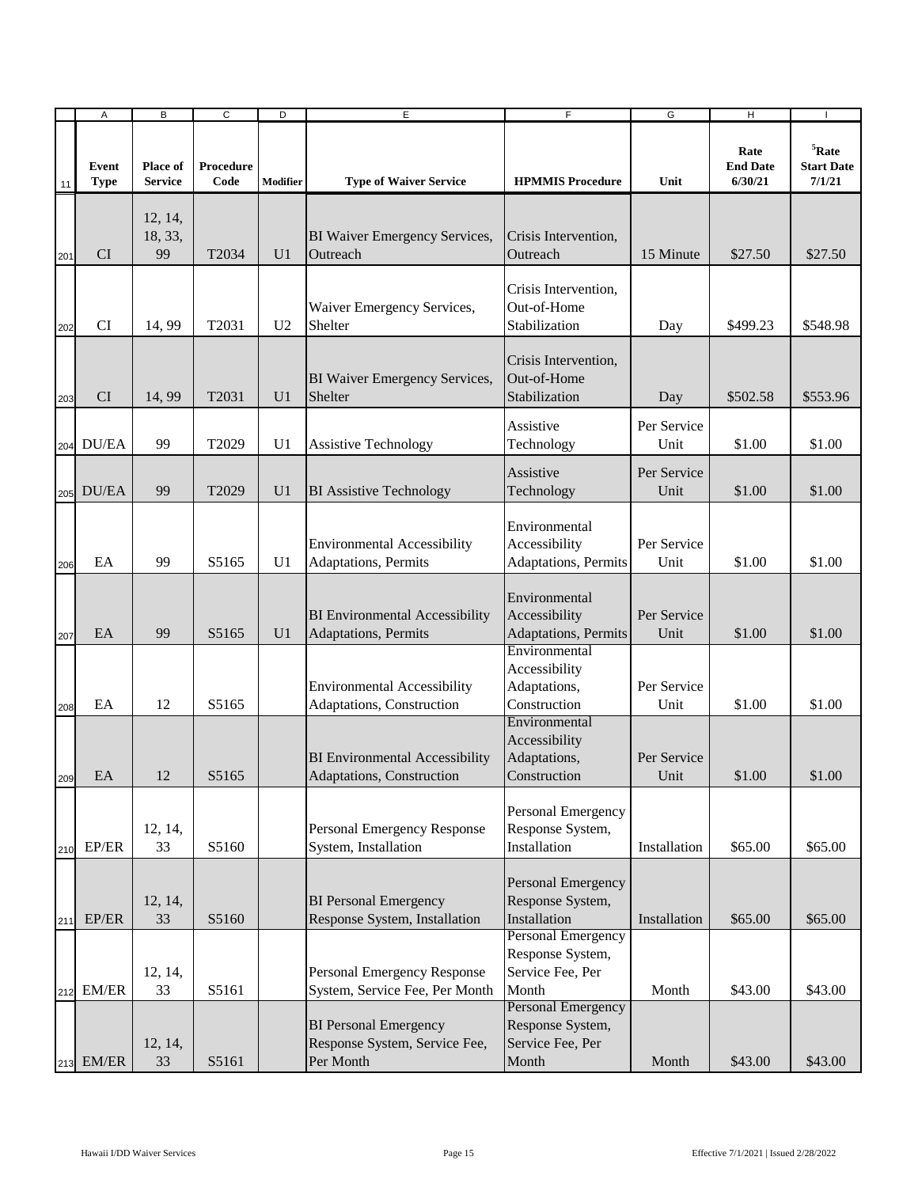| Event Type | Place of Service | Procedure Code | Modifier | Type of Waiver Service | HPMMIS Procedure | Unit | Rate End Date 6/30/21 | [5]Rate Start Date 7/1/21 |
|---|---|---|---|---|---|---|---|---|
| CI | 12, 14, 18, 33, 99 | T2034 | U1 | BI Waiver Emergency Services, Outreach | Crisis Intervention, Outreach | 15 Minute | $27.50 | $27.50 |
| CI | 14, 99 | T2031 | U2 | Waiver Emergency Services, Shelter | Crisis Intervention, Out-of-Home Stabilization | Day | $499.23 | $548.98 |
| CI | 14, 99 | T2031 | U1 | BI Waiver Emergency Services, Shelter | Crisis Intervention, Out-of-Home Stabilization | Day | $502.58 | $553.96 |
| DU/EA | 99 | T2029 | U1 | Assistive Technology | Assistive Technology | Per Service Unit | $1.00 | $1.00 |
| DU/EA | 99 | T2029 | U1 | BI Assistive Technology | Assistive Technology | Per Service Unit | $1.00 | $1.00 |
| EA | 99 | S5165 | U1 | Environmental Accessibility Adaptations, Permits | Environmental Accessibility Adaptations, Permits | Per Service Unit | $1.00 | $1.00 |
| EA | 99 | S5165 | U1 | BI Environmental Accessibility Adaptations, Permits | Environmental Accessibility Adaptations, Permits | Per Service Unit | $1.00 | $1.00 |
| EA | 12 | S5165 | | Environmental Accessibility Adaptations, Construction | Environmental Accessibility Adaptations, Construction | Per Service Unit | $1.00 | $1.00 |
| EA | 12 | S5165 | | BI Environmental Accessibility Adaptations, Construction | Environmental Accessibility Adaptations, Construction | Per Service Unit | $1.00 | $1.00 |
| EP/ER | 12, 14, 33 | S5160 | | Personal Emergency Response System, Installation | Personal Emergency Response System, Installation | Installation | $65.00 | $65.00 |
| EP/ER | 12, 14, 33 | S5160 | | BI Personal Emergency Response System, Installation | Personal Emergency Response System, Installation | Installation | $65.00 | $65.00 |
| EM/ER | 12, 14, 33 | S5161 | | Personal Emergency Response System, Service Fee, Per Month | Personal Emergency Response System, Service Fee, Per Month | Month | $43.00 | $43.00 |
| EM/ER | 12, 14, 33 | S5161 | | BI Personal Emergency Response System, Service Fee, Per Month | Personal Emergency Response System, Service Fee, Per Month | Month | $43.00 | $43.00 |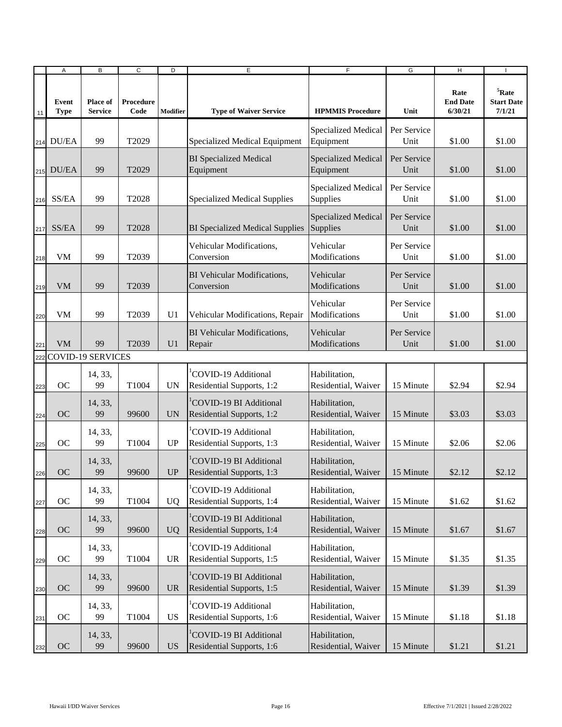| Event Type | Place of Service | Procedure Code | Modifier | Type of Waiver Service | HPMMIS Procedure | Unit | Rate End Date 6/30/21 | [5]Rate Start Date 7/1/21 |
|---|---|---|---|---|---|---|---|---|
| DU/EA | 99 | T2029 | | Specialized Medical Equipment | Specialized Medical Equipment | Per Service Unit | $1.00 | $1.00 |
| DU/EA | 99 | T2029 | | BI Specialized Medical Equipment | Specialized Medical Equipment | Per Service Unit | $1.00 | $1.00 |
| SS/EA | 99 | T2028 | | Specialized Medical Supplies | Specialized Medical Supplies | Per Service Unit | $1.00 | $1.00 |
| SS/EA | 99 | T2028 | | BI Specialized Medical Supplies | Specialized Medical Supplies | Per Service Unit | $1.00 | $1.00 |
| VM | 99 | T2039 | | Vehicular Modifications, Conversion | Vehicular Modifications | Per Service Unit | $1.00 | $1.00 |
| VM | 99 | T2039 | | BI Vehicular Modifications, Conversion | Vehicular Modifications | Per Service Unit | $1.00 | $1.00 |
| VM | 99 | T2039 | U1 | Vehicular Modifications, Repair | Vehicular Modifications | Per Service Unit | $1.00 | $1.00 |
| VM | 99 | T2039 | U1 | BI Vehicular Modifications, Repair | Vehicular Modifications | Per Service Unit | $1.00 | $1.00 |
| **COVID-19 SERVICES** | | | | | | | | |
| OC | 14, 33, 99 | T1004 | UN | [1]COVID-19 Additional Residential Supports, 1:2 | Habilitation, Residential, Waiver | 15 Minute | $2.94 | $2.94 |
| OC | 14, 33, 99 | 99600 | UN | [1]COVID-19 BI Additional Residential Supports, 1:2 | Habilitation, Residential, Waiver | 15 Minute | $3.03 | $3.03 |
| OC | 14, 33, 99 | T1004 | UP | [1]COVID-19 Additional Residential Supports, 1:3 | Habilitation, Residential, Waiver | 15 Minute | $2.06 | $2.06 |
| OC | 14, 33, 99 | 99600 | UP | [1]COVID-19 BI Additional Residential Supports, 1:3 | Habilitation, Residential, Waiver | 15 Minute | $2.12 | $2.12 |
| OC | 14, 33, 99 | T1004 | UQ | [1]COVID-19 Additional Residential Supports, 1:4 | Habilitation, Residential, Waiver | 15 Minute | $1.62 | $1.62 |
| OC | 14, 33, 99 | 99600 | UQ | [1]COVID-19 BI Additional Residential Supports, 1:4 | Habilitation, Residential, Waiver | 15 Minute | $1.67 | $1.67 |
| OC | 14, 33, 99 | T1004 | UR | [1]COVID-19 Additional Residential Supports, 1:5 | Habilitation, Residential, Waiver | 15 Minute | $1.35 | $1.35 |
| OC | 14, 33, 99 | 99600 | UR | [1]COVID-19 BI Additional Residential Supports, 1:5 | Habilitation, Residential, Waiver | 15 Minute | $1.39 | $1.39 |
| OC | 14, 33, 99 | T1004 | US | [1]COVID-19 Additional Residential Supports, 1:6 | Habilitation, Residential, Waiver | 15 Minute | $1.18 | $1.18 |
| OC | 14, 33, 99 | 99600 | US | [1]COVID-19 BI Additional Residential Supports, 1:6 | Habilitation, Residential, Waiver | 15 Minute | $1.21 | $1.21 |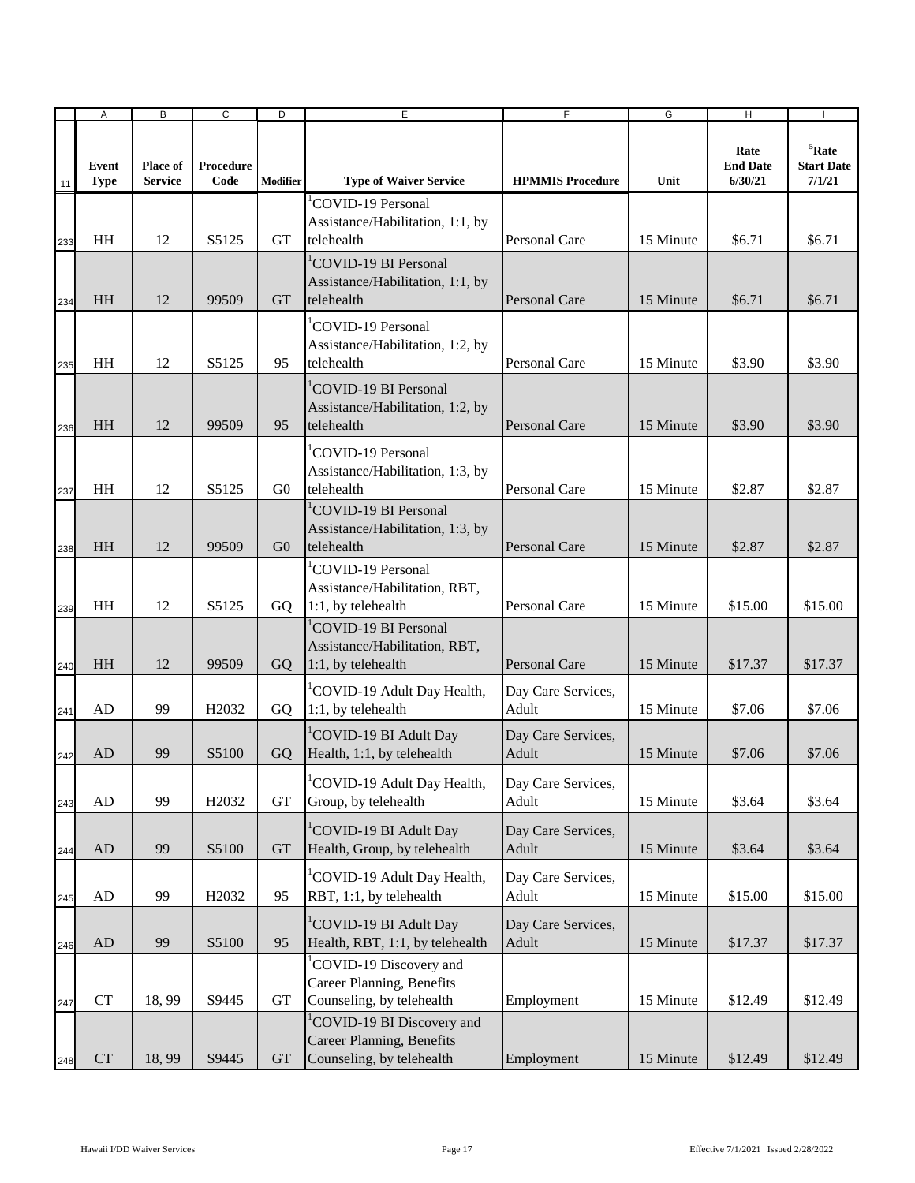| | A | B | C | D | E | F | G | H | I |
|---|---|---|---|---|---|---|---|---|---|
| 11 | **Event Type** | **Place of Service** | **Procedure Code** | **Modifier** | **Type of Waiver Service** | **HPMMIS Procedure** | **Unit** | **Rate End Date 6/30/21** | **[5]Rate Start Date 7/1/21** |
| 233 | HH | 12 | S5125 | GT | [1]COVID-19 Personal Assistance/Habilitation, 1:1, by telehealth | Personal Care | 15 Minute | $6.71 | $6.71 |
| 234 | HH | 12 | 99509 | GT | [1]COVID-19 BI Personal Assistance/Habilitation, 1:1, by telehealth | Personal Care | 15 Minute | $6.71 | $6.71 |
| 235 | HH | 12 | S5125 | 95 | [1]COVID-19 Personal Assistance/Habilitation, 1:2, by telehealth | Personal Care | 15 Minute | $3.90 | $3.90 |
| 236 | HH | 12 | 99509 | 95 | [1]COVID-19 BI Personal Assistance/Habilitation, 1:2, by telehealth | Personal Care | 15 Minute | $3.90 | $3.90 |
| 237 | HH | 12 | S5125 | G0 | [1]COVID-19 Personal Assistance/Habilitation, 1:3, by telehealth | Personal Care | 15 Minute | $2.87 | $2.87 |
| 238 | HH | 12 | 99509 | G0 | [1]COVID-19 BI Personal Assistance/Habilitation, 1:3, by telehealth | Personal Care | 15 Minute | $2.87 | $2.87 |
| 239 | HH | 12 | S5125 | GQ | [1]COVID-19 Personal Assistance/Habilitation, RBT, 1:1, by telehealth | Personal Care | 15 Minute | $15.00 | $15.00 |
| 240 | HH | 12 | 99509 | GQ | [1]COVID-19 BI Personal Assistance/Habilitation, RBT, 1:1, by telehealth | Personal Care | 15 Minute | $17.37 | $17.37 |
| 241 | AD | 99 | H2032 | GQ | [1]COVID-19 Adult Day Health, 1:1, by telehealth | Day Care Services, Adult | 15 Minute | $7.06 | $7.06 |
| 242 | AD | 99 | S5100 | GQ | [1]COVID-19 BI Adult Day Health, 1:1, by telehealth | Day Care Services, Adult | 15 Minute | $7.06 | $7.06 |
| 243 | AD | 99 | H2032 | GT | [1]COVID-19 Adult Day Health, Group, by telehealth | Day Care Services, Adult | 15 Minute | $3.64 | $3.64 |
| 244 | AD | 99 | S5100 | GT | [1]COVID-19 BI Adult Day Health, Group, by telehealth | Day Care Services, Adult | 15 Minute | $3.64 | $3.64 |
| 245 | AD | 99 | H2032 | 95 | [1]COVID-19 Adult Day Health, RBT, 1:1, by telehealth | Day Care Services, Adult | 15 Minute | $15.00 | $15.00 |
| 246 | AD | 99 | S5100 | 95 | [1]COVID-19 BI Adult Day Health, RBT, 1:1, by telehealth | Day Care Services, Adult | 15 Minute | $17.37 | $17.37 |
| 247 | CT | 18, 99 | S9445 | GT | [1]COVID-19 Discovery and Career Planning, Benefits Counseling, by telehealth | Employment | 15 Minute | $12.49 | $12.49 |
| 248 | CT | 18, 99 | S9445 | GT | [1]COVID-19 BI Discovery and Career Planning, Benefits Counseling, by telehealth | Employment | 15 Minute | $12.49 | $12.49 |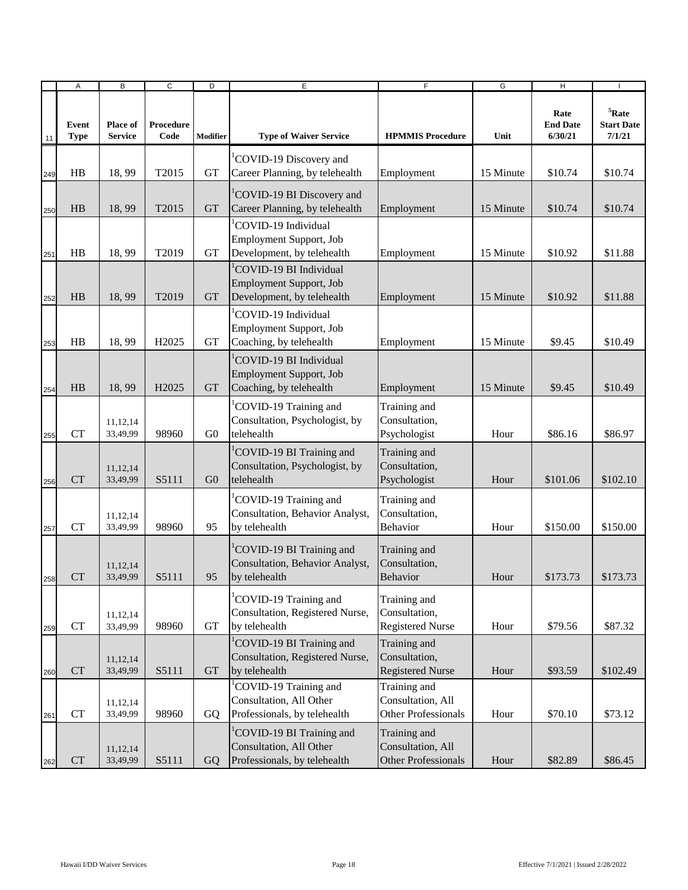| | A | B | C | D | E | F | G | H | I |
|---|---|---|---|---|---|---|---|---|---|
| 11 | Event Type | Place of Service | Procedure Code | Modifier | Type of Waiver Service | HPMMIS Procedure | Unit | Rate End Date 6/30/21 | [5]Rate Start Date 7/1/21 |
| 249 | HB | 18, 99 | T2015 | GT | [1]COVID-19 Discovery and Career Planning, by telehealth | Employment | 15 Minute | $10.74 | $10.74 |
| 250 | HB | 18, 99 | T2015 | GT | [1]COVID-19 BI Discovery and Career Planning, by telehealth | Employment | 15 Minute | $10.74 | $10.74 |
| 251 | HB | 18, 99 | T2019 | GT | [1]COVID-19 Individual Employment Support, Job Development, by telehealth | Employment | 15 Minute | $10.92 | $11.88 |
| 252 | HB | 18, 99 | T2019 | GT | [1]COVID-19 BI Individual Employment Support, Job Development, by telehealth | Employment | 15 Minute | $10.92 | $11.88 |
| 253 | HB | 18, 99 | H2025 | GT | [1]COVID-19 Individual Employment Support, Job Coaching, by telehealth | Employment | 15 Minute | $9.45 | $10.49 |
| 254 | HB | 18, 99 | H2025 | GT | [1]COVID-19 BI Individual Employment Support, Job Coaching, by telehealth | Employment | 15 Minute | $9.45 | $10.49 |
| 255 | CT | 11,12,14 33,49,99 | 98960 | G0 | [1]COVID-19 Training and Consultation, Psychologist, by telehealth | Training and Consultation, Psychologist | Hour | $86.16 | $86.97 |
| 256 | CT | 11,12,14 33,49,99 | S5111 | G0 | [1]COVID-19 BI Training and Consultation, Psychologist, by telehealth | Training and Consultation, Psychologist | Hour | $101.06 | $102.10 |
| 257 | CT | 11,12,14 33,49,99 | 98960 | 95 | [1]COVID-19 Training and Consultation, Behavior Analyst, by telehealth | Training and Consultation, Behavior | Hour | $150.00 | $150.00 |
| 258 | CT | 11,12,14 33,49,99 | S5111 | 95 | [1]COVID-19 BI Training and Consultation, Behavior Analyst, by telehealth | Training and Consultation, Behavior | Hour | $173.73 | $173.73 |
| 259 | CT | 11,12,14 33,49,99 | 98960 | GT | [1]COVID-19 Training and Consultation, Registered Nurse, by telehealth | Training and Consultation, Registered Nurse | Hour | $79.56 | $87.32 |
| 260 | CT | 11,12,14 33,49,99 | S5111 | GT | [1]COVID-19 BI Training and Consultation, Registered Nurse, by telehealth | Training and Consultation, Registered Nurse | Hour | $93.59 | $102.49 |
| 261 | CT | 11,12,14 33,49,99 | 98960 | GQ | [1]COVID-19 Training and Consultation, All Other Professionals, by telehealth | Training and Consultation, All Other Professionals | Hour | $70.10 | $73.12 |
| 262 | CT | 11,12,14 33,49,99 | S5111 | GQ | [1]COVID-19 BI Training and Consultation, All Other Professionals, by telehealth | Training and Consultation, All Other Professionals | Hour | $82.89 | $86.45 |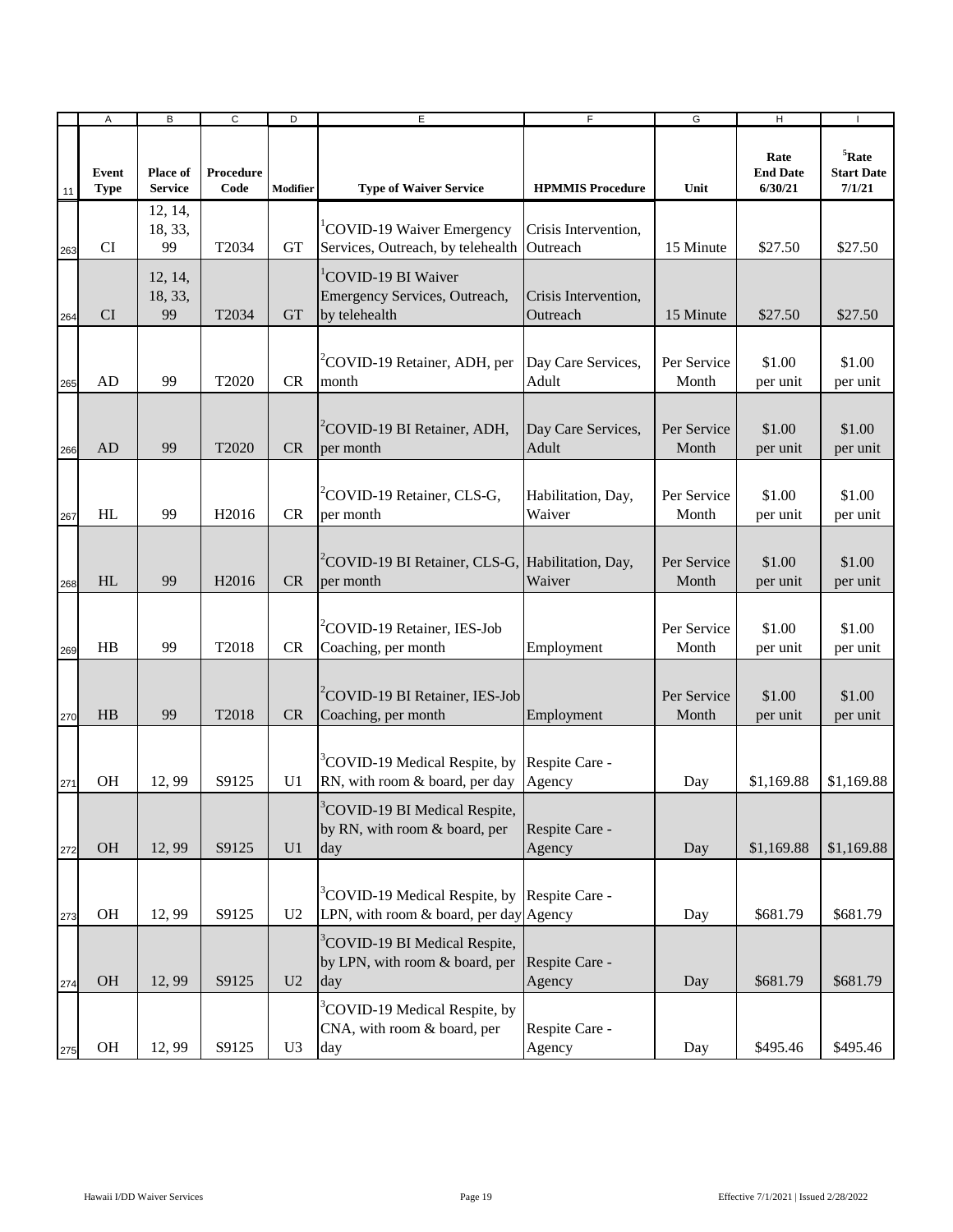| | A | B | C | D | E | F | G | H | I |
|---|---|---|---|---|---|---|---|---|---|
| 11 | Event Type | Place of Service | Procedure Code | Modifier | Type of Waiver Service | HPMMIS Procedure | Unit | Rate End Date 6/30/21 | [5]Rate Start Date 7/1/21 |
| 263 | CI | 12, 14, 18, 33, 99 | T2034 | GT | [1]COVID-19 Waiver Emergency Services, Outreach, by telehealth | Crisis Intervention, Outreach | 15 Minute | $27.50 | $27.50 |
| 264 | CI | 12, 14, 18, 33, 99 | T2034 | GT | [1]COVID-19 BI Waiver Emergency Services, Outreach, by telehealth | Crisis Intervention, Outreach | 15 Minute | $27.50 | $27.50 |
| 265 | AD | 99 | T2020 | CR | [2]COVID-19 Retainer, ADH, per month | Day Care Services, Adult | Per Service Month | $1.00 per unit | $1.00 per unit |
| 266 | AD | 99 | T2020 | CR | [2]COVID-19 BI Retainer, ADH, per month | Day Care Services, Adult | Per Service Month | $1.00 per unit | $1.00 per unit |
| 267 | HL | 99 | H2016 | CR | [2]COVID-19 Retainer, CLS-G, per month | Habilitation, Day, Waiver | Per Service Month | $1.00 per unit | $1.00 per unit |
| 268 | HL | 99 | H2016 | CR | [2]COVID-19 BI Retainer, CLS-G, per month | Habilitation, Day, Waiver | Per Service Month | $1.00 per unit | $1.00 per unit |
| 269 | HB | 99 | T2018 | CR | [2]COVID-19 Retainer, IES-Job Coaching, per month | Employment | Per Service Month | $1.00 per unit | $1.00 per unit |
| 270 | HB | 99 | T2018 | CR | [2]COVID-19 BI Retainer, IES-Job Coaching, per month | Employment | Per Service Month | $1.00 per unit | $1.00 per unit |
| 271 | OH | 12, 99 | S9125 | U1 | [3]COVID-19 Medical Respite, by RN, with room & board, per day | Respite Care - Agency | Day | $1,169.88 | $1,169.88 |
| 272 | OH | 12, 99 | S9125 | U1 | [3]COVID-19 BI Medical Respite, by RN, with room & board, per day | Respite Care - Agency | Day | $1,169.88 | $1,169.88 |
| 273 | OH | 12, 99 | S9125 | U2 | [3]COVID-19 Medical Respite, by LPN, with room & board, per day | Respite Care - Agency | Day | $681.79 | $681.79 |
| 274 | OH | 12, 99 | S9125 | U2 | [3]COVID-19 BI Medical Respite, by LPN, with room & board, per day | Respite Care - Agency | Day | $681.79 | $681.79 |
| 275 | OH | 12, 99 | S9125 | U3 | [3]COVID-19 Medical Respite, by CNA, with room & board, per day | Respite Care - Agency | Day | $495.46 | $495.46 |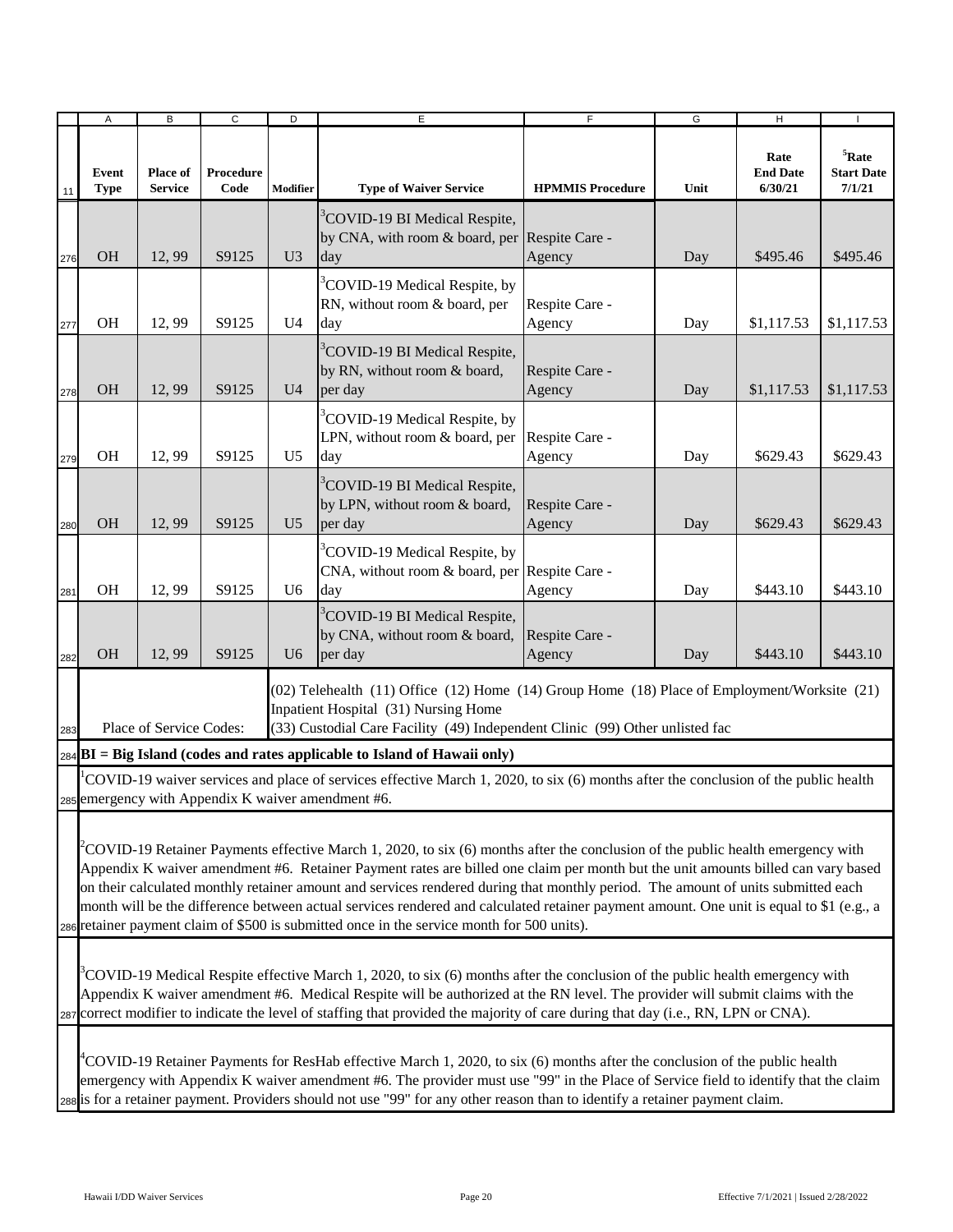| Event Type | Place of Service | Procedure Code | Modifier | Type of Waiver Service | HPMMIS Procedure | Unit | Rate End Date 6/30/21 | [5]Rate Start Date 7/1/21 |
|---|---|---|---|---|---|---|---|---|
| OH | 12, 99 | S9125 | U3 | [3]COVID-19 BI Medical Respite, by CNA, with room & board, per day | Respite Care - Agency | Day | $495.46 | $495.46 |
| OH | 12, 99 | S9125 | U4 | [3]COVID-19 Medical Respite, by RN, without room & board, per day | Respite Care - Agency | Day | $1,117.53 | $1,117.53 |
| OH | 12, 99 | S9125 | U4 | [3]COVID-19 BI Medical Respite, by RN, without room & board, per day | Respite Care - Agency | Day | $1,117.53 | $1,117.53 |
| OH | 12, 99 | S9125 | U5 | [3]COVID-19 Medical Respite, by LPN, without room & board, per day | Respite Care - Agency | Day | $629.43 | $629.43 |
| OH | 12, 99 | S9125 | U5 | [3]COVID-19 BI Medical Respite, by LPN, without room & board, per day | Respite Care - Agency | Day | $629.43 | $629.43 |
| OH | 12, 99 | S9125 | U6 | [3]COVID-19 Medical Respite, by CNA, without room & board, per day | Respite Care - Agency | Day | $443.10 | $443.10 |
| OH | 12, 99 | S9125 | U6 | [3]COVID-19 BI Medical Respite, by CNA, without room & board, per day | Respite Care - Agency | Day | $443.10 | $443.10 |

Place of Service Codes: (02) Telehealth (11) Office (12) Home (14) Group Home (18) Place of Employment/Worksite (21) Inpatient Hospital (31) Nursing Home (33) Custodial Care Facility (49) Independent Clinic (99) Other unlisted fac

**BI = Big Island (codes and rates applicable to Island of Hawaii only)**

[1]COVID-19 waiver services and place of services effective March 1, 2020, to six (6) months after the conclusion of the public health emergency with Appendix K waiver amendment #6.

[2]COVID-19 Retainer Payments effective March 1, 2020, to six (6) months after the conclusion of the public health emergency with Appendix K waiver amendment #6. Retainer Payment rates are billed one claim per month but the unit amounts billed can vary based on their calculated monthly retainer amount and services rendered during that monthly period. The amount of units submitted each month will be the difference between actual services rendered and calculated retainer payment amount. One unit is equal to $1 (e.g., a retainer payment claim of $500 is submitted once in the service month for 500 units).

[3]COVID-19 Medical Respite effective March 1, 2020, to six (6) months after the conclusion of the public health emergency with Appendix K waiver amendment #6. Medical Respite will be authorized at the RN level. The provider will submit claims with the correct modifier to indicate the level of staffing that provided the majority of care during that day (i.e., RN, LPN or CNA).

[4]COVID-19 Retainer Payments for ResHab effective March 1, 2020, to six (6) months after the conclusion of the public health emergency with Appendix K waiver amendment #6. The provider must use "99" in the Place of Service field to identify that the claim is for a retainer payment. Providers should not use "99" for any other reason than to identify a retainer payment claim.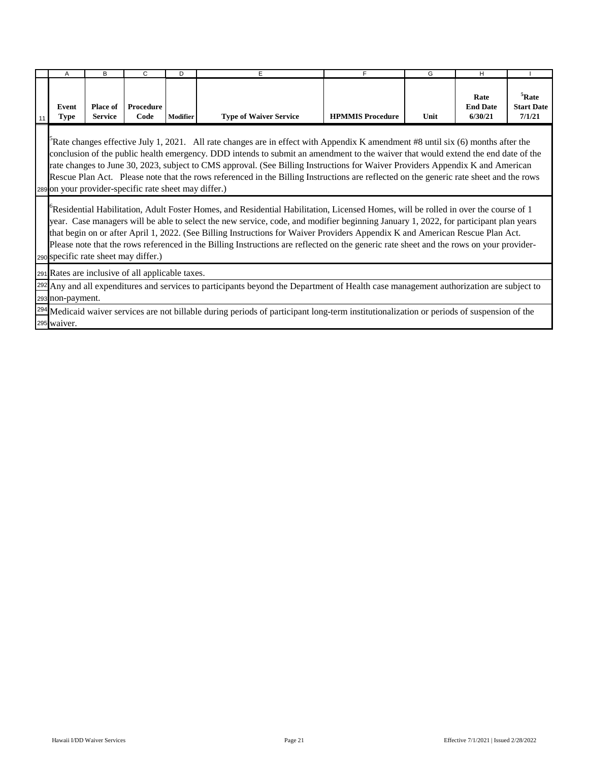| Event Type | Place of Service | Procedure Code | Modifier | Type of Waiver Service | HPMMIS Procedure | Unit | Rate End Date 6/30/21 | [5]Rate Start Date 7/1/21 |
|---|---|---|---|---|---|---|---|---|

[5]Rate changes effective July 1, 2021. All rate changes are in effect with Appendix K amendment #8 until six (6) months after the conclusion of the public health emergency. DDD intends to submit an amendment to the waiver that would extend the end date of the rate changes to June 30, 2023, subject to CMS approval. (See Billing Instructions for Waiver Providers Appendix K and American Rescue Plan Act. Please note that the rows referenced in the Billing Instructions are reflected on the generic rate sheet and the rows on your provider-specific rate sheet may differ.)

[6]Residential Habilitation, Adult Foster Homes, and Residential Habilitation, Licensed Homes, will be rolled in over the course of 1 year. Case managers will be able to select the new service, code, and modifier beginning January 1, 2022, for participant plan years that begin on or after April 1, 2022. (See Billing Instructions for Waiver Providers Appendix K and American Rescue Plan Act. Please note that the rows referenced in the Billing Instructions are reflected on the generic rate sheet and the rows on your provider-specific rate sheet may differ.)

Rates are inclusive of all applicable taxes.

Any and all expenditures and services to participants beyond the Department of Health case management authorization are subject to non-payment.

Medicaid waiver services are not billable during periods of participant long-term institutionalization or periods of suspension of the waiver.